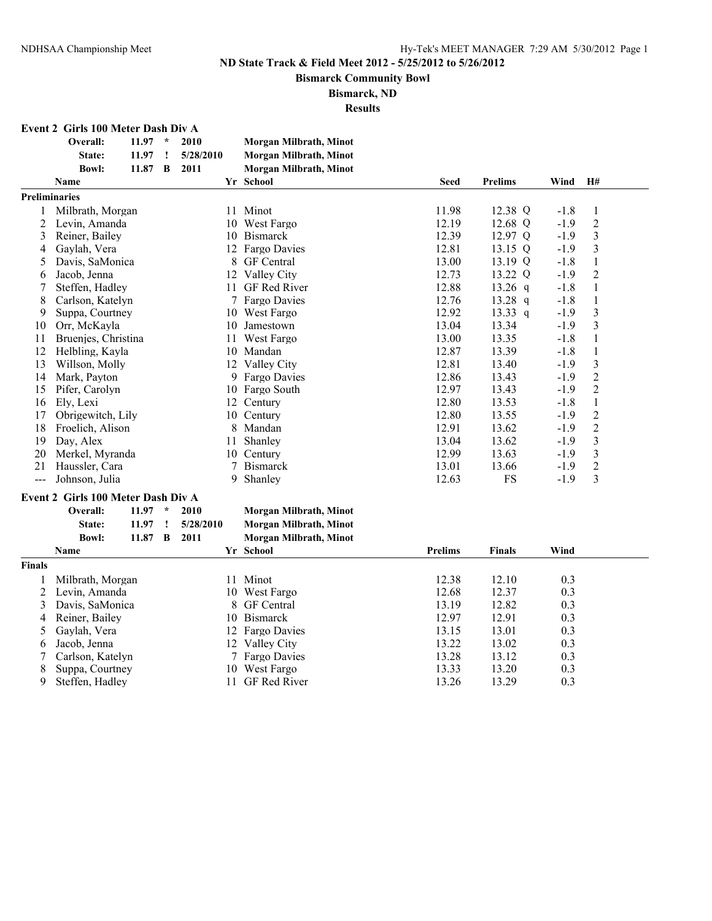NDHSAA Championship Meet

# ND State Track & Field Meet 2012 - 5/25/2012 to 5/26/2012

## Bismarck Community Bowl

## Bismarck, ND

## Results

### Event 2 Girls 100 Meter Dash Div A

| | | | | |
|---|---|---|---|---|
| Overall: | 11.97 | * | 2010 | Morgan Milbrath, Minot |
| State: | 11.97 | ! | 5/28/2010 | Morgan Milbrath, Minot |
| Bowl: | 11.87 | B | 2011 | Morgan Milbrath, Minot |

**Preliminaries**

| | Name | Yr | School | Seed | Prelims | | Wind | H# |
|---|---|---|---|---|---|---|---|---|
| 1 | Milbrath, Morgan | 11 | Minot | 11.98 | 12.38 | Q | -1.8 | 1 |
| 2 | Levin, Amanda | 10 | West Fargo | 12.19 | 12.68 | Q | -1.9 | 2 |
| 3 | Reiner, Bailey | 10 | Bismarck | 12.39 | 12.97 | Q | -1.9 | 3 |
| 4 | Gaylah, Vera | 12 | Fargo Davies | 12.81 | 13.15 | Q | -1.9 | 3 |
| 5 | Davis, SaMonica | 8 | GF Central | 13.00 | 13.19 | Q | -1.8 | 1 |
| 6 | Jacob, Jenna | 12 | Valley City | 12.73 | 13.22 | Q | -1.9 | 2 |
| 7 | Steffen, Hadley | 11 | GF Red River | 12.88 | 13.26 | q | -1.8 | 1 |
| 8 | Carlson, Katelyn | 7 | Fargo Davies | 12.76 | 13.28 | q | -1.8 | 1 |
| 9 | Suppa, Courtney | 10 | West Fargo | 12.92 | 13.33 | q | -1.9 | 3 |
| 10 | Orr, McKayla | 10 | Jamestown | 13.04 | 13.34 | | -1.9 | 3 |
| 11 | Bruenjes, Christina | 11 | West Fargo | 13.00 | 13.35 | | -1.8 | 1 |
| 12 | Helbling, Kayla | 10 | Mandan | 12.87 | 13.39 | | -1.8 | 1 |
| 13 | Willson, Molly | 12 | Valley City | 12.81 | 13.40 | | -1.9 | 3 |
| 14 | Mark, Payton | 9 | Fargo Davies | 12.86 | 13.43 | | -1.9 | 2 |
| 15 | Pifer, Carolyn | 10 | Fargo South | 12.97 | 13.43 | | -1.9 | 2 |
| 16 | Ely, Lexi | 12 | Century | 12.80 | 13.53 | | -1.8 | 1 |
| 17 | Obrigewitch, Lily | 10 | Century | 12.80 | 13.55 | | -1.9 | 2 |
| 18 | Froelich, Alison | 8 | Mandan | 12.91 | 13.62 | | -1.9 | 2 |
| 19 | Day, Alex | 11 | Shanley | 13.04 | 13.62 | | -1.9 | 3 |
| 20 | Merkel, Myranda | 10 | Century | 12.99 | 13.63 | | -1.9 | 3 |
| 21 | Haussler, Cara | 7 | Bismarck | 13.01 | 13.66 | | -1.9 | 2 |
| --- | Johnson, Julia | 9 | Shanley | 12.63 | FS | | -1.9 | 3 |

### Event 2 Girls 100 Meter Dash Div A

| | | | | |
|---|---|---|---|---|
| Overall: | 11.97 | * | 2010 | Morgan Milbrath, Minot |
| State: | 11.97 | ! | 5/28/2010 | Morgan Milbrath, Minot |
| Bowl: | 11.87 | B | 2011 | Morgan Milbrath, Minot |

**Finals**

| | Name | Yr | School | Prelims | Finals | Wind |
|---|---|---|---|---|---|---|
| 1 | Milbrath, Morgan | 11 | Minot | 12.38 | 12.10 | 0.3 |
| 2 | Levin, Amanda | 10 | West Fargo | 12.68 | 12.37 | 0.3 |
| 3 | Davis, SaMonica | 8 | GF Central | 13.19 | 12.82 | 0.3 |
| 4 | Reiner, Bailey | 10 | Bismarck | 12.97 | 12.91 | 0.3 |
| 5 | Gaylah, Vera | 12 | Fargo Davies | 13.15 | 13.01 | 0.3 |
| 6 | Jacob, Jenna | 12 | Valley City | 13.22 | 13.02 | 0.3 |
| 7 | Carlson, Katelyn | 7 | Fargo Davies | 13.28 | 13.12 | 0.3 |
| 8 | Suppa, Courtney | 10 | West Fargo | 13.33 | 13.20 | 0.3 |
| 9 | Steffen, Hadley | 11 | GF Red River | 13.26 | 13.29 | 0.3 |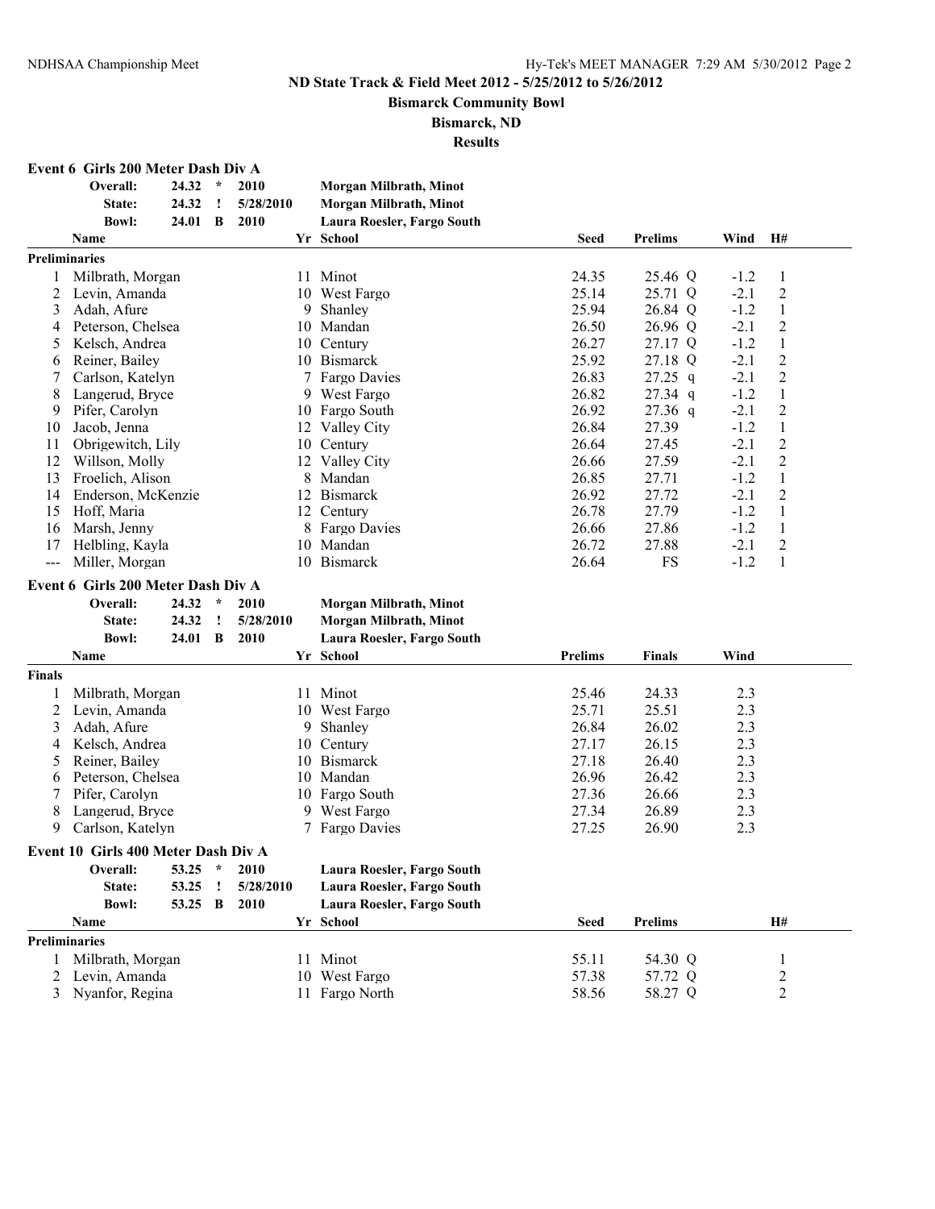# ND State Track & Field Meet 2012 - 5/25/2012 to 5/26/2012

## Bismarck Community Bowl

## Bismarck, ND

## Results

### Event 6 Girls 200 Meter Dash Div A

| | | | | |
|---|---|---|---|---|
| Overall: | 24.32 | * | 2010 | Morgan Milbrath, Minot |
| State: | 24.32 | ! | 5/28/2010 | Morgan Milbrath, Minot |
| Bowl: | 24.01 | B | 2010 | Laura Roesler, Fargo South |

**Preliminaries**

| | Name | Yr | School | Seed | Prelims | Wind | H# |
|---|---|---|---|---|---|---|---|
| 1 | Milbrath, Morgan | 11 | Minot | 24.35 | 25.46 Q | -1.2 | 1 |
| 2 | Levin, Amanda | 10 | West Fargo | 25.14 | 25.71 Q | -2.1 | 2 |
| 3 | Adah, Afure | 9 | Shanley | 25.94 | 26.84 Q | -1.2 | 1 |
| 4 | Peterson, Chelsea | 10 | Mandan | 26.50 | 26.96 Q | -2.1 | 2 |
| 5 | Kelsch, Andrea | 10 | Century | 26.27 | 27.17 Q | -1.2 | 1 |
| 6 | Reiner, Bailey | 10 | Bismarck | 25.92 | 27.18 Q | -2.1 | 2 |
| 7 | Carlson, Katelyn | 7 | Fargo Davies | 26.83 | 27.25 q | -2.1 | 2 |
| 8 | Langerud, Bryce | 9 | West Fargo | 26.82 | 27.34 q | -1.2 | 1 |
| 9 | Pifer, Carolyn | 10 | Fargo South | 26.92 | 27.36 q | -2.1 | 2 |
| 10 | Jacob, Jenna | 12 | Valley City | 26.84 | 27.39 | -1.2 | 1 |
| 11 | Obrigewitch, Lily | 10 | Century | 26.64 | 27.45 | -2.1 | 2 |
| 12 | Willson, Molly | 12 | Valley City | 26.66 | 27.59 | -2.1 | 2 |
| 13 | Froelich, Alison | 8 | Mandan | 26.85 | 27.71 | -1.2 | 1 |
| 14 | Enderson, McKenzie | 12 | Bismarck | 26.92 | 27.72 | -2.1 | 2 |
| 15 | Hoff, Maria | 12 | Century | 26.78 | 27.79 | -1.2 | 1 |
| 16 | Marsh, Jenny | 8 | Fargo Davies | 26.66 | 27.86 | -1.2 | 1 |
| 17 | Helbling, Kayla | 10 | Mandan | 26.72 | 27.88 | -2.1 | 2 |
| --- | Miller, Morgan | 10 | Bismarck | 26.64 | FS | -1.2 | 1 |

### Event 6 Girls 200 Meter Dash Div A

| | | | | |
|---|---|---|---|---|
| Overall: | 24.32 | * | 2010 | Morgan Milbrath, Minot |
| State: | 24.32 | ! | 5/28/2010 | Morgan Milbrath, Minot |
| Bowl: | 24.01 | B | 2010 | Laura Roesler, Fargo South |

**Finals**

| | Name | Yr | School | Prelims | Finals | Wind |
|---|---|---|---|---|---|---|
| 1 | Milbrath, Morgan | 11 | Minot | 25.46 | 24.33 | 2.3 |
| 2 | Levin, Amanda | 10 | West Fargo | 25.71 | 25.51 | 2.3 |
| 3 | Adah, Afure | 9 | Shanley | 26.84 | 26.02 | 2.3 |
| 4 | Kelsch, Andrea | 10 | Century | 27.17 | 26.15 | 2.3 |
| 5 | Reiner, Bailey | 10 | Bismarck | 27.18 | 26.40 | 2.3 |
| 6 | Peterson, Chelsea | 10 | Mandan | 26.96 | 26.42 | 2.3 |
| 7 | Pifer, Carolyn | 10 | Fargo South | 27.36 | 26.66 | 2.3 |
| 8 | Langerud, Bryce | 9 | West Fargo | 27.34 | 26.89 | 2.3 |
| 9 | Carlson, Katelyn | 7 | Fargo Davies | 27.25 | 26.90 | 2.3 |

### Event 10 Girls 400 Meter Dash Div A

| | | | | |
|---|---|---|---|---|
| Overall: | 53.25 | * | 2010 | Laura Roesler, Fargo South |
| State: | 53.25 | ! | 5/28/2010 | Laura Roesler, Fargo South |
| Bowl: | 53.25 | B | 2010 | Laura Roesler, Fargo South |

**Preliminaries**

| | Name | Yr | School | Seed | Prelims | H# |
|---|---|---|---|---|---|---|
| 1 | Milbrath, Morgan | 11 | Minot | 55.11 | 54.30 Q | 1 |
| 2 | Levin, Amanda | 10 | West Fargo | 57.38 | 57.72 Q | 2 |
| 3 | Nyanfor, Regina | 11 | Fargo North | 58.56 | 58.27 Q | 2 |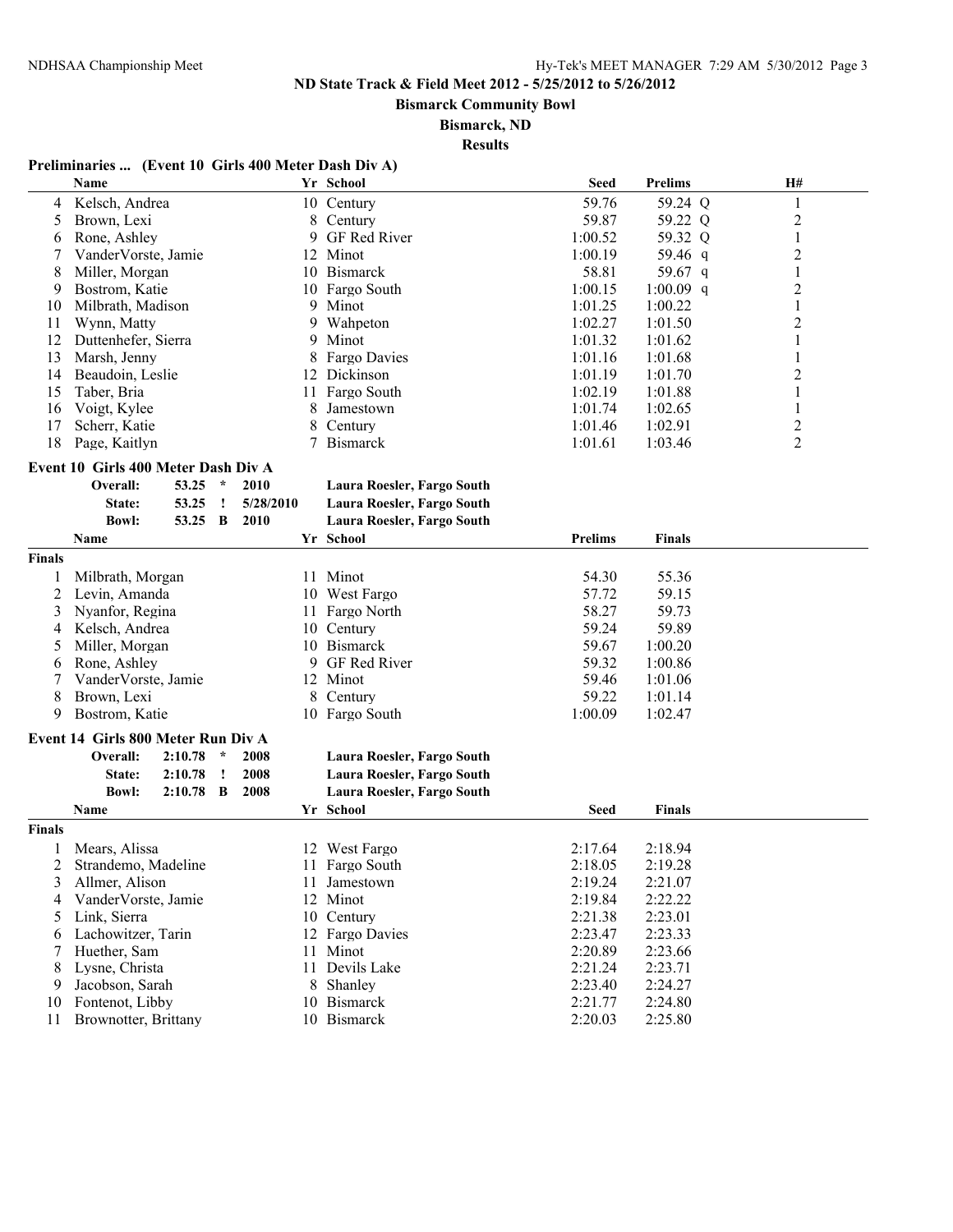**ND State Track & Field Meet 2012 - 5/25/2012 to 5/26/2012**

**Bismarck Community Bowl**

**Bismarck, ND**

**Results**

### Preliminaries ... (Event 10 Girls 400 Meter Dash Div A)

| | Name | Yr | School | Seed | Prelims | | H# |
|---|---|---|---|---|---|---|---|
| 4 | Kelsch, Andrea | 10 | Century | 59.76 | 59.24 | Q | 1 |
| 5 | Brown, Lexi | 8 | Century | 59.87 | 59.22 | Q | 2 |
| 6 | Rone, Ashley | 9 | GF Red River | 1:00.52 | 59.32 | Q | 1 |
| 7 | VanderVorste, Jamie | 12 | Minot | 1:00.19 | 59.46 | q | 2 |
| 8 | Miller, Morgan | 10 | Bismarck | 58.81 | 59.67 | q | 1 |
| 9 | Bostrom, Katie | 10 | Fargo South | 1:00.15 | 1:00.09 | q | 2 |
| 10 | Milbrath, Madison | 9 | Minot | 1:01.25 | 1:00.22 | | 1 |
| 11 | Wynn, Matty | 9 | Wahpeton | 1:02.27 | 1:01.50 | | 2 |
| 12 | Duttenhefer, Sierra | 9 | Minot | 1:01.32 | 1:01.62 | | 1 |
| 13 | Marsh, Jenny | 8 | Fargo Davies | 1:01.16 | 1:01.68 | | 1 |
| 14 | Beaudoin, Leslie | 12 | Dickinson | 1:01.19 | 1:01.70 | | 2 |
| 15 | Taber, Bria | 11 | Fargo South | 1:02.19 | 1:01.88 | | 1 |
| 16 | Voigt, Kylee | 8 | Jamestown | 1:01.74 | 1:02.65 | | 1 |
| 17 | Scherr, Katie | 8 | Century | 1:01.46 | 1:02.91 | | 2 |
| 18 | Page, Kaitlyn | 7 | Bismarck | 1:01.61 | 1:03.46 | | 2 |

### Event 10 Girls 400 Meter Dash Div A

| | | | | |
|---|---|---|---|---|
| **Overall:** | **53.25** | ***** | **2010** | **Laura Roesler, Fargo South** |
| **State:** | **53.25** | **!** | **5/28/2010** | **Laura Roesler, Fargo South** |
| **Bowl:** | **53.25** | **B** | **2010** | **Laura Roesler, Fargo South** |

**Finals**

| | Name | Yr | School | Prelims | Finals |
|---|---|---|---|---|---|
| 1 | Milbrath, Morgan | 11 | Minot | 54.30 | 55.36 |
| 2 | Levin, Amanda | 10 | West Fargo | 57.72 | 59.15 |
| 3 | Nyanfor, Regina | 11 | Fargo North | 58.27 | 59.73 |
| 4 | Kelsch, Andrea | 10 | Century | 59.24 | 59.89 |
| 5 | Miller, Morgan | 10 | Bismarck | 59.67 | 1:00.20 |
| 6 | Rone, Ashley | 9 | GF Red River | 59.32 | 1:00.86 |
| 7 | VanderVorste, Jamie | 12 | Minot | 59.46 | 1:01.06 |
| 8 | Brown, Lexi | 8 | Century | 59.22 | 1:01.14 |
| 9 | Bostrom, Katie | 10 | Fargo South | 1:00.09 | 1:02.47 |

### Event 14 Girls 800 Meter Run Div A

| | | | | |
|---|---|---|---|---|
| **Overall:** | **2:10.78** | ***** | **2008** | **Laura Roesler, Fargo South** |
| **State:** | **2:10.78** | **!** | **2008** | **Laura Roesler, Fargo South** |
| **Bowl:** | **2:10.78** | **B** | **2008** | **Laura Roesler, Fargo South** |

**Finals**

| | Name | Yr | School | Seed | Finals |
|---|---|---|---|---|---|
| 1 | Mears, Alissa | 12 | West Fargo | 2:17.64 | 2:18.94 |
| 2 | Strandemo, Madeline | 11 | Fargo South | 2:18.05 | 2:19.28 |
| 3 | Allmer, Alison | 11 | Jamestown | 2:19.24 | 2:21.07 |
| 4 | VanderVorste, Jamie | 12 | Minot | 2:19.84 | 2:22.22 |
| 5 | Link, Sierra | 10 | Century | 2:21.38 | 2:23.01 |
| 6 | Lachowitzer, Tarin | 12 | Fargo Davies | 2:23.47 | 2:23.33 |
| 7 | Huether, Sam | 11 | Minot | 2:20.89 | 2:23.66 |
| 8 | Lysne, Christa | 11 | Devils Lake | 2:21.24 | 2:23.71 |
| 9 | Jacobson, Sarah | 8 | Shanley | 2:23.40 | 2:24.27 |
| 10 | Fontenot, Libby | 10 | Bismarck | 2:21.77 | 2:24.80 |
| 11 | Brownotter, Brittany | 10 | Bismarck | 2:20.03 | 2:25.80 |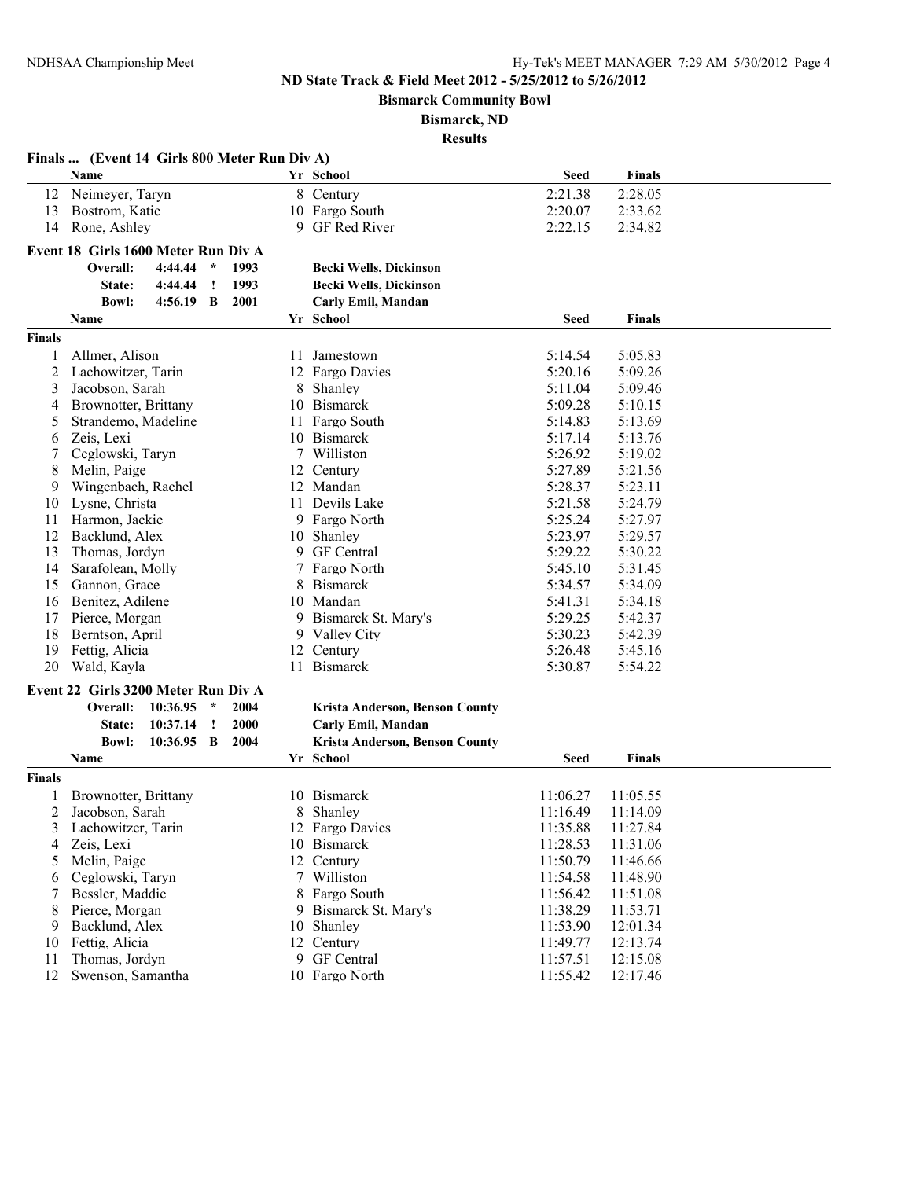**ND State Track & Field Meet 2012 - 5/25/2012 to 5/26/2012**

**Bismarck Community Bowl**

**Bismarck, ND**

**Results**

### Finals ... (Event 14 Girls 800 Meter Run Div A)

| | Name | Yr | School | Seed | Finals |
|---|---|---|---|---|---|
| 12 | Neimeyer, Taryn | 8 | Century | 2:21.38 | 2:28.05 |
| 13 | Bostrom, Katie | 10 | Fargo South | 2:20.07 | 2:33.62 |
| 14 | Rone, Ashley | 9 | GF Red River | 2:22.15 | 2:34.82 |

### Event 18 Girls 1600 Meter Run Div A

| | | | | |
|---|---|---|---|---|
| Overall: | 4:44.44 | * | 1993 | **Becki Wells, Dickinson** |
| State: | 4:44.44 | ! | 1993 | **Becki Wells, Dickinson** |
| Bowl: | 4:56.19 | B | 2001 | **Carly Emil, Mandan** |

**Finals**

| | Name | Yr | School | Seed | Finals |
|---|---|---|---|---|---|
| 1 | Allmer, Alison | 11 | Jamestown | 5:14.54 | 5:05.83 |
| 2 | Lachowitzer, Tarin | 12 | Fargo Davies | 5:20.16 | 5:09.26 |
| 3 | Jacobson, Sarah | 8 | Shanley | 5:11.04 | 5:09.46 |
| 4 | Brownotter, Brittany | 10 | Bismarck | 5:09.28 | 5:10.15 |
| 5 | Strandemo, Madeline | 11 | Fargo South | 5:14.83 | 5:13.69 |
| 6 | Zeis, Lexi | 10 | Bismarck | 5:17.14 | 5:13.76 |
| 7 | Ceglowski, Taryn | 7 | Williston | 5:26.92 | 5:19.02 |
| 8 | Melin, Paige | 12 | Century | 5:27.89 | 5:21.56 |
| 9 | Wingenbach, Rachel | 12 | Mandan | 5:28.37 | 5:23.11 |
| 10 | Lysne, Christa | 11 | Devils Lake | 5:21.58 | 5:24.79 |
| 11 | Harmon, Jackie | 9 | Fargo North | 5:25.24 | 5:27.97 |
| 12 | Backlund, Alex | 10 | Shanley | 5:23.97 | 5:29.57 |
| 13 | Thomas, Jordyn | 9 | GF Central | 5:29.22 | 5:30.22 |
| 14 | Sarafolean, Molly | 7 | Fargo North | 5:45.10 | 5:31.45 |
| 15 | Gannon, Grace | 8 | Bismarck | 5:34.57 | 5:34.09 |
| 16 | Benitez, Adilene | 10 | Mandan | 5:41.31 | 5:34.18 |
| 17 | Pierce, Morgan | 9 | Bismarck St. Mary's | 5:29.25 | 5:42.37 |
| 18 | Berntson, April | 9 | Valley City | 5:30.23 | 5:42.39 |
| 19 | Fettig, Alicia | 12 | Century | 5:26.48 | 5:45.16 |
| 20 | Wald, Kayla | 11 | Bismarck | 5:30.87 | 5:54.22 |

### Event 22 Girls 3200 Meter Run Div A

| | | | | |
|---|---|---|---|---|
| Overall: | 10:36.95 | * | 2004 | **Krista Anderson, Benson County** |
| State: | 10:37.14 | ! | 2000 | **Carly Emil, Mandan** |
| Bowl: | 10:36.95 | B | 2004 | **Krista Anderson, Benson County** |

**Finals**

| | Name | Yr | School | Seed | Finals |
|---|---|---|---|---|---|
| 1 | Brownotter, Brittany | 10 | Bismarck | 11:06.27 | 11:05.55 |
| 2 | Jacobson, Sarah | 8 | Shanley | 11:16.49 | 11:14.09 |
| 3 | Lachowitzer, Tarin | 12 | Fargo Davies | 11:35.88 | 11:27.84 |
| 4 | Zeis, Lexi | 10 | Bismarck | 11:28.53 | 11:31.06 |
| 5 | Melin, Paige | 12 | Century | 11:50.79 | 11:46.66 |
| 6 | Ceglowski, Taryn | 7 | Williston | 11:54.58 | 11:48.90 |
| 7 | Bessler, Maddie | 8 | Fargo South | 11:56.42 | 11:51.08 |
| 8 | Pierce, Morgan | 9 | Bismarck St. Mary's | 11:38.29 | 11:53.71 |
| 9 | Backlund, Alex | 10 | Shanley | 11:53.90 | 12:01.34 |
| 10 | Fettig, Alicia | 12 | Century | 11:49.77 | 12:13.74 |
| 11 | Thomas, Jordyn | 9 | GF Central | 11:57.51 | 12:15.08 |
| 12 | Swenson, Samantha | 10 | Fargo North | 11:55.42 | 12:17.46 |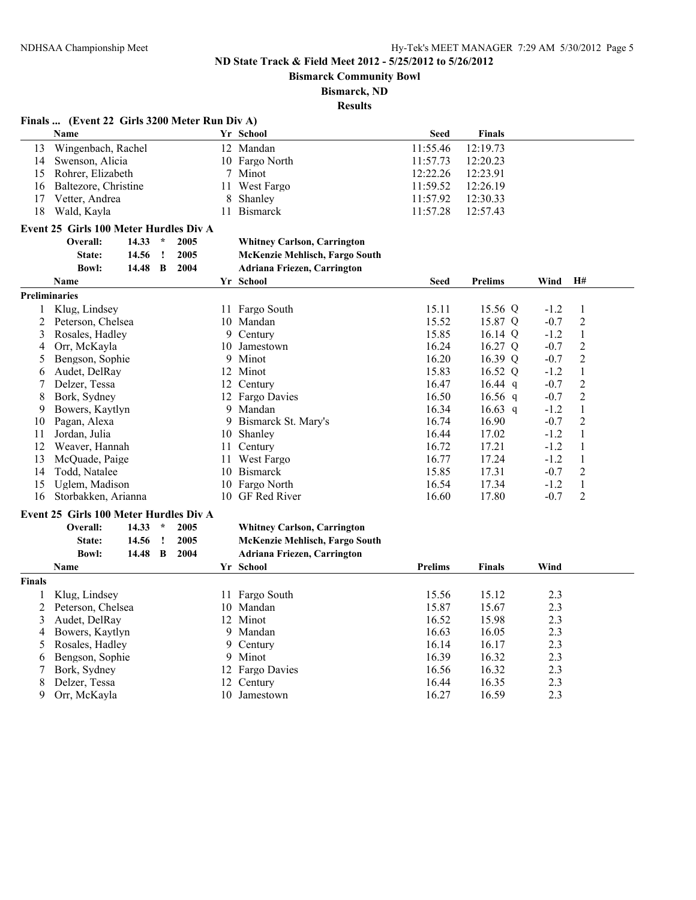**ND State Track & Field Meet 2012 - 5/25/2012 to 5/26/2012**

**Bismarck Community Bowl**

**Bismarck, ND**

**Results**

### Finals ... (Event 22 Girls 3200 Meter Run Div A)

| | Name | Yr | School | Seed | Finals |
|---|---|---|---|---|---|
| 13 | Wingenbach, Rachel | 12 | Mandan | 11:55.46 | 12:19.73 |
| 14 | Swenson, Alicia | 10 | Fargo North | 11:57.73 | 12:20.23 |
| 15 | Rohrer, Elizabeth | 7 | Minot | 12:22.26 | 12:23.91 |
| 16 | Baltezore, Christine | 11 | West Fargo | 11:59.52 | 12:26.19 |
| 17 | Vetter, Andrea | 8 | Shanley | 11:57.92 | 12:30.33 |
| 18 | Wald, Kayla | 11 | Bismarck | 11:57.28 | 12:57.43 |

### Event 25 Girls 100 Meter Hurdles Div A

| | | | | |
|---|---|---|---|---|
| **Overall:** | **14.33** | **\*** | **2005** | **Whitney Carlson, Carrington** |
| **State:** | **14.56** | **!** | **2005** | **McKenzie Mehlisch, Fargo South** |
| **Bowl:** | **14.48** | **B** | **2004** | **Adriana Friezen, Carrington** |

**Preliminaries**

| | Name | Yr | School | Seed | Prelims | | Wind | H# |
|---|---|---|---|---|---|---|---|---|
| 1 | Klug, Lindsey | 11 | Fargo South | 15.11 | 15.56 | Q | -1.2 | 1 |
| 2 | Peterson, Chelsea | 10 | Mandan | 15.52 | 15.87 | Q | -0.7 | 2 |
| 3 | Rosales, Hadley | 9 | Century | 15.85 | 16.14 | Q | -1.2 | 1 |
| 4 | Orr, McKayla | 10 | Jamestown | 16.24 | 16.27 | Q | -0.7 | 2 |
| 5 | Bengson, Sophie | 9 | Minot | 16.20 | 16.39 | Q | -0.7 | 2 |
| 6 | Audet, DelRay | 12 | Minot | 15.83 | 16.52 | Q | -1.2 | 1 |
| 7 | Delzer, Tessa | 12 | Century | 16.47 | 16.44 | q | -0.7 | 2 |
| 8 | Bork, Sydney | 12 | Fargo Davies | 16.50 | 16.56 | q | -0.7 | 2 |
| 9 | Bowers, Kaytlyn | 9 | Mandan | 16.34 | 16.63 | q | -1.2 | 1 |
| 10 | Pagan, Alexa | 9 | Bismarck St. Mary's | 16.74 | 16.90 | | -0.7 | 2 |
| 11 | Jordan, Julia | 10 | Shanley | 16.44 | 17.02 | | -1.2 | 1 |
| 12 | Weaver, Hannah | 11 | Century | 16.72 | 17.21 | | -1.2 | 1 |
| 13 | McQuade, Paige | 11 | West Fargo | 16.77 | 17.24 | | -1.2 | 1 |
| 14 | Todd, Natalee | 10 | Bismarck | 15.85 | 17.31 | | -0.7 | 2 |
| 15 | Uglem, Madison | 10 | Fargo North | 16.54 | 17.34 | | -1.2 | 1 |
| 16 | Storbakken, Arianna | 10 | GF Red River | 16.60 | 17.80 | | -0.7 | 2 |

### Event 25 Girls 100 Meter Hurdles Div A

| | | | | |
|---|---|---|---|---|
| **Overall:** | **14.33** | **\*** | **2005** | **Whitney Carlson, Carrington** |
| **State:** | **14.56** | **!** | **2005** | **McKenzie Mehlisch, Fargo South** |
| **Bowl:** | **14.48** | **B** | **2004** | **Adriana Friezen, Carrington** |

**Finals**

| | Name | Yr | School | Prelims | Finals | Wind |
|---|---|---|---|---|---|---|
| 1 | Klug, Lindsey | 11 | Fargo South | 15.56 | 15.12 | 2.3 |
| 2 | Peterson, Chelsea | 10 | Mandan | 15.87 | 15.67 | 2.3 |
| 3 | Audet, DelRay | 12 | Minot | 16.52 | 15.98 | 2.3 |
| 4 | Bowers, Kaytlyn | 9 | Mandan | 16.63 | 16.05 | 2.3 |
| 5 | Rosales, Hadley | 9 | Century | 16.14 | 16.17 | 2.3 |
| 6 | Bengson, Sophie | 9 | Minot | 16.39 | 16.32 | 2.3 |
| 7 | Bork, Sydney | 12 | Fargo Davies | 16.56 | 16.32 | 2.3 |
| 8 | Delzer, Tessa | 12 | Century | 16.44 | 16.35 | 2.3 |
| 9 | Orr, McKayla | 10 | Jamestown | 16.27 | 16.59 | 2.3 |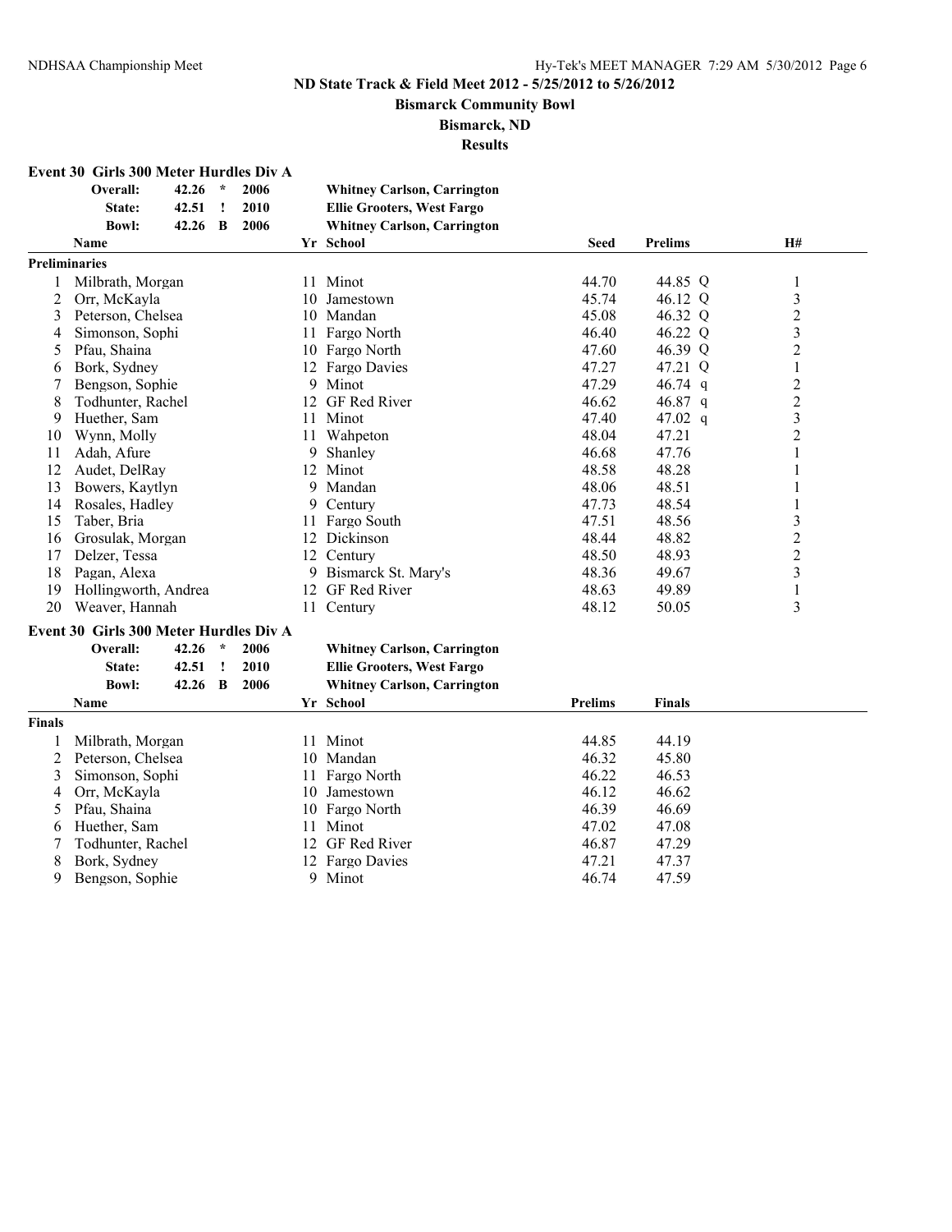**ND State Track & Field Meet 2012 - 5/25/2012 to 5/26/2012**

**Bismarck Community Bowl**

**Bismarck, ND**

**Results**

### Event 30 Girls 300 Meter Hurdles Div A

| | | | | |
|---|---|---|---|---|
| **Overall:** | 42.26 | * | 2006 | **Whitney Carlson, Carrington** |
| **State:** | 42.51 | ! | 2010 | **Ellie Grooters, West Fargo** |
| **Bowl:** | 42.26 | B | 2006 | **Whitney Carlson, Carrington** |

**Preliminaries**

| | Name | Yr | School | Seed | Prelims | | H# |
|---|---|---|---|---|---|---|---|
| 1 | Milbrath, Morgan | 11 | Minot | 44.70 | 44.85 | Q | 1 |
| 2 | Orr, McKayla | 10 | Jamestown | 45.74 | 46.12 | Q | 3 |
| 3 | Peterson, Chelsea | 10 | Mandan | 45.08 | 46.32 | Q | 2 |
| 4 | Simonson, Sophi | 11 | Fargo North | 46.40 | 46.22 | Q | 3 |
| 5 | Pfau, Shaina | 10 | Fargo North | 47.60 | 46.39 | Q | 2 |
| 6 | Bork, Sydney | 12 | Fargo Davies | 47.27 | 47.21 | Q | 1 |
| 7 | Bengson, Sophie | 9 | Minot | 47.29 | 46.74 | q | 2 |
| 8 | Todhunter, Rachel | 12 | GF Red River | 46.62 | 46.87 | q | 2 |
| 9 | Huether, Sam | 11 | Minot | 47.40 | 47.02 | q | 3 |
| 10 | Wynn, Molly | 11 | Wahpeton | 48.04 | 47.21 | | 2 |
| 11 | Adah, Afure | 9 | Shanley | 46.68 | 47.76 | | 1 |
| 12 | Audet, DelRay | 12 | Minot | 48.58 | 48.28 | | 1 |
| 13 | Bowers, Kaytlyn | 9 | Mandan | 48.06 | 48.51 | | 1 |
| 14 | Rosales, Hadley | 9 | Century | 47.73 | 48.54 | | 1 |
| 15 | Taber, Bria | 11 | Fargo South | 47.51 | 48.56 | | 3 |
| 16 | Grosulak, Morgan | 12 | Dickinson | 48.44 | 48.82 | | 2 |
| 17 | Delzer, Tessa | 12 | Century | 48.50 | 48.93 | | 2 |
| 18 | Pagan, Alexa | 9 | Bismarck St. Mary's | 48.36 | 49.67 | | 3 |
| 19 | Hollingworth, Andrea | 12 | GF Red River | 48.63 | 49.89 | | 1 |
| 20 | Weaver, Hannah | 11 | Century | 48.12 | 50.05 | | 3 |

### Event 30 Girls 300 Meter Hurdles Div A

| | | | | |
|---|---|---|---|---|
| **Overall:** | 42.26 | * | 2006 | **Whitney Carlson, Carrington** |
| **State:** | 42.51 | ! | 2010 | **Ellie Grooters, West Fargo** |
| **Bowl:** | 42.26 | B | 2006 | **Whitney Carlson, Carrington** |

**Finals**

| | Name | Yr | School | Prelims | Finals |
|---|---|---|---|---|---|
| 1 | Milbrath, Morgan | 11 | Minot | 44.85 | 44.19 |
| 2 | Peterson, Chelsea | 10 | Mandan | 46.32 | 45.80 |
| 3 | Simonson, Sophi | 11 | Fargo North | 46.22 | 46.53 |
| 4 | Orr, McKayla | 10 | Jamestown | 46.12 | 46.62 |
| 5 | Pfau, Shaina | 10 | Fargo North | 46.39 | 46.69 |
| 6 | Huether, Sam | 11 | Minot | 47.02 | 47.08 |
| 7 | Todhunter, Rachel | 12 | GF Red River | 46.87 | 47.29 |
| 8 | Bork, Sydney | 12 | Fargo Davies | 47.21 | 47.37 |
| 9 | Bengson, Sophie | 9 | Minot | 46.74 | 47.59 |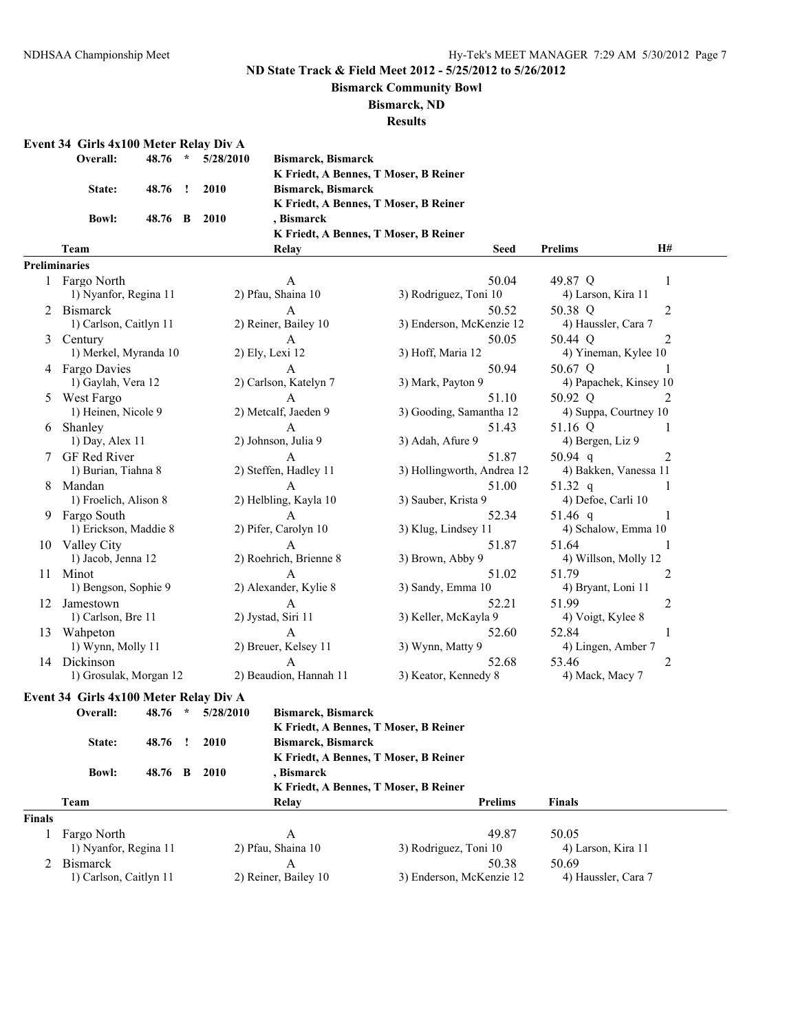**ND State Track & Field Meet 2012 - 5/25/2012 to 5/26/2012**

**Bismarck Community Bowl**

**Bismarck, ND**

**Results**

## Event 34 Girls 4x100 Meter Relay Div A

| | | | | |
|---|---|---|---|---|
| **Overall:** | 48.76 | * | 5/28/2010 | **Bismarck, Bismarck** |
| | | | | **K Friedt, A Bennes, T Moser, B Reiner** |
| **State:** | 48.76 | ! | 2010 | **Bismarck, Bismarck** |
| | | | | **K Friedt, A Bennes, T Moser, B Reiner** |
| **Bowl:** | 48.76 | B | 2010 | **, Bismarck** |
| | | | | **K Friedt, A Bennes, T Moser, B Reiner** |

### Preliminaries

| | Team | Relay | Seed | Prelims | H# |
|---|---|---|---|---|---|
| 1 | Fargo North | A | 50.04 | 49.87 Q | 1 |
| | 1) Nyanfor, Regina 11 | 2) Pfau, Shaina 10 | 3) Rodriguez, Toni 10 | 4) Larson, Kira 11 | |
| 2 | Bismarck | A | 50.52 | 50.38 Q | 2 |
| | 1) Carlson, Caitlyn 11 | 2) Reiner, Bailey 10 | 3) Enderson, McKenzie 12 | 4) Haussler, Cara 7 | |
| 3 | Century | A | 50.05 | 50.44 Q | 2 |
| | 1) Merkel, Myranda 10 | 2) Ely, Lexi 12 | 3) Hoff, Maria 12 | 4) Yineman, Kylee 10 | |
| 4 | Fargo Davies | A | 50.94 | 50.67 Q | 1 |
| | 1) Gaylah, Vera 12 | 2) Carlson, Katelyn 7 | 3) Mark, Payton 9 | 4) Papachek, Kinsey 10 | |
| 5 | West Fargo | A | 51.10 | 50.92 Q | 2 |
| | 1) Heinen, Nicole 9 | 2) Metcalf, Jaeden 9 | 3) Gooding, Samantha 12 | 4) Suppa, Courtney 10 | |
| 6 | Shanley | A | 51.43 | 51.16 Q | 1 |
| | 1) Day, Alex 11 | 2) Johnson, Julia 9 | 3) Adah, Afure 9 | 4) Bergen, Liz 9 | |
| 7 | GF Red River | A | 51.87 | 50.94 q | 2 |
| | 1) Burian, Tiahna 8 | 2) Steffen, Hadley 11 | 3) Hollingworth, Andrea 12 | 4) Bakken, Vanessa 11 | |
| 8 | Mandan | A | 51.00 | 51.32 q | 1 |
| | 1) Froelich, Alison 8 | 2) Helbling, Kayla 10 | 3) Sauber, Krista 9 | 4) Defoe, Carli 10 | |
| 9 | Fargo South | A | 52.34 | 51.46 q | 1 |
| | 1) Erickson, Maddie 8 | 2) Pifer, Carolyn 10 | 3) Klug, Lindsey 11 | 4) Schalow, Emma 10 | |
| 10 | Valley City | A | 51.87 | 51.64 | 1 |
| | 1) Jacob, Jenna 12 | 2) Roehrich, Brienne 8 | 3) Brown, Abby 9 | 4) Willson, Molly 12 | |
| 11 | Minot | A | 51.02 | 51.79 | 2 |
| | 1) Bengson, Sophie 9 | 2) Alexander, Kylie 8 | 3) Sandy, Emma 10 | 4) Bryant, Loni 11 | |
| 12 | Jamestown | A | 52.21 | 51.99 | 2 |
| | 1) Carlson, Bre 11 | 2) Jystad, Siri 11 | 3) Keller, McKayla 9 | 4) Voigt, Kylee 8 | |
| 13 | Wahpeton | A | 52.60 | 52.84 | 1 |
| | 1) Wynn, Molly 11 | 2) Breuer, Kelsey 11 | 3) Wynn, Matty 9 | 4) Lingen, Amber 7 | |
| 14 | Dickinson | A | 52.68 | 53.46 | 2 |
| | 1) Grosulak, Morgan 12 | 2) Beaudion, Hannah 11 | 3) Keator, Kennedy 8 | 4) Mack, Macy 7 | |

## Event 34 Girls 4x100 Meter Relay Div A

| | | | | |
|---|---|---|---|---|
| **Overall:** | 48.76 | * | 5/28/2010 | **Bismarck, Bismarck** |
| | | | | **K Friedt, A Bennes, T Moser, B Reiner** |
| **State:** | 48.76 | ! | 2010 | **Bismarck, Bismarck** |
| | | | | **K Friedt, A Bennes, T Moser, B Reiner** |
| **Bowl:** | 48.76 | B | 2010 | **, Bismarck** |
| | | | | **K Friedt, A Bennes, T Moser, B Reiner** |

### Finals

| | Team | Relay | Prelims | Finals |
|---|---|---|---|---|
| 1 | Fargo North | A | 49.87 | 50.05 |
| | 1) Nyanfor, Regina 11 | 2) Pfau, Shaina 10 | 3) Rodriguez, Toni 10 | 4) Larson, Kira 11 |
| 2 | Bismarck | A | 50.38 | 50.69 |
| | 1) Carlson, Caitlyn 11 | 2) Reiner, Bailey 10 | 3) Enderson, McKenzie 12 | 4) Haussler, Cara 7 |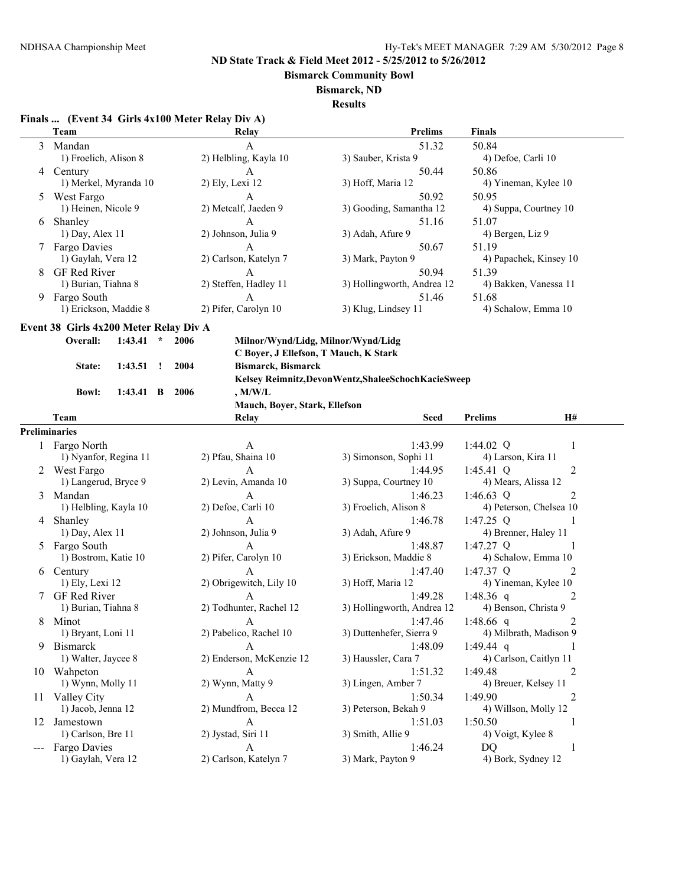**ND State Track & Field Meet 2012 - 5/25/2012 to 5/26/2012**

**Bismarck Community Bowl**

**Bismarck, ND**

**Results**

### Finals ... (Event 34 Girls 4x100 Meter Relay Div A)

| | Team | Relay | Prelims | Finals |
|---|---|---|---|---|
| 3 | Mandan | A | 51.32 | 50.84 |
| | 1) Froelich, Alison 8 | 2) Helbling, Kayla 10 | 3) Sauber, Krista 9 | 4) Defoe, Carli 10 |
| 4 | Century | A | 50.44 | 50.86 |
| | 1) Merkel, Myranda 10 | 2) Ely, Lexi 12 | 3) Hoff, Maria 12 | 4) Yineman, Kylee 10 |
| 5 | West Fargo | A | 50.92 | 50.95 |
| | 1) Heinen, Nicole 9 | 2) Metcalf, Jaeden 9 | 3) Gooding, Samantha 12 | 4) Suppa, Courtney 10 |
| 6 | Shanley | A | 51.16 | 51.07 |
| | 1) Day, Alex 11 | 2) Johnson, Julia 9 | 3) Adah, Afure 9 | 4) Bergen, Liz 9 |
| 7 | Fargo Davies | A | 50.67 | 51.19 |
| | 1) Gaylah, Vera 12 | 2) Carlson, Katelyn 7 | 3) Mark, Payton 9 | 4) Papachek, Kinsey 10 |
| 8 | GF Red River | A | 50.94 | 51.39 |
| | 1) Burian, Tiahna 8 | 2) Steffen, Hadley 11 | 3) Hollingworth, Andrea 12 | 4) Bakken, Vanessa 11 |
| 9 | Fargo South | A | 51.46 | 51.68 |
| | 1) Erickson, Maddie 8 | 2) Pifer, Carolyn 10 | 3) Klug, Lindsey 11 | 4) Schalow, Emma 10 |

### Event 38 Girls 4x200 Meter Relay Div A

| | | | | |
|---|---|---|---|---|
| **Overall:** | **1:43.41** | ***** | **2006** | **Milnor/Wynd/Lidg, Milnor/Wynd/Lidg** |
| | | | | **C Boyer, J Ellefson, T Mauch, K Stark** |
| **State:** | **1:43.51** | **!** | **2004** | **Bismarck, Bismarck** |
| | | | | **Kelsey Reimnitz,DevonWentz,ShaleeSchochKacieSweep** |
| **Bowl:** | **1:43.41** | **B** | **2006** | **, M/W/L** |
| | | | | **Mauch, Boyer, Stark, Ellefson** |

| | Team | Relay | Seed | Prelims | H# |
|---|---|---|---|---|---|
| **Preliminaries** | | | | | |
| 1 | Fargo North | A | 1:43.99 | 1:44.02 Q | 1 |
| | 1) Nyanfor, Regina 11 | 2) Pfau, Shaina 10 | 3) Simonson, Sophi 11 | 4) Larson, Kira 11 | |
| 2 | West Fargo | A | 1:44.95 | 1:45.41 Q | 2 |
| | 1) Langerud, Bryce 9 | 2) Levin, Amanda 10 | 3) Suppa, Courtney 10 | 4) Mears, Alissa 12 | |
| 3 | Mandan | A | 1:46.23 | 1:46.63 Q | 2 |
| | 1) Helbling, Kayla 10 | 2) Defoe, Carli 10 | 3) Froelich, Alison 8 | 4) Peterson, Chelsea 10 | |
| 4 | Shanley | A | 1:46.78 | 1:47.25 Q | 1 |
| | 1) Day, Alex 11 | 2) Johnson, Julia 9 | 3) Adah, Afure 9 | 4) Brenner, Haley 11 | |
| 5 | Fargo South | A | 1:48.87 | 1:47.27 Q | 1 |
| | 1) Bostrom, Katie 10 | 2) Pifer, Carolyn 10 | 3) Erickson, Maddie 8 | 4) Schalow, Emma 10 | |
| 6 | Century | A | 1:47.40 | 1:47.37 Q | 2 |
| | 1) Ely, Lexi 12 | 2) Obrigewitch, Lily 10 | 3) Hoff, Maria 12 | 4) Yineman, Kylee 10 | |
| 7 | GF Red River | A | 1:49.28 | 1:48.36 q | 2 |
| | 1) Burian, Tiahna 8 | 2) Todhunter, Rachel 12 | 3) Hollingworth, Andrea 12 | 4) Benson, Christa 9 | |
| 8 | Minot | A | 1:47.46 | 1:48.66 q | 2 |
| | 1) Bryant, Loni 11 | 2) Pabelico, Rachel 10 | 3) Duttenhefer, Sierra 9 | 4) Milbrath, Madison 9 | |
| 9 | Bismarck | A | 1:48.09 | 1:49.44 q | 1 |
| | 1) Walter, Jaycee 8 | 2) Enderson, McKenzie 12 | 3) Haussler, Cara 7 | 4) Carlson, Caitlyn 11 | |
| 10 | Wahpeton | A | 1:51.32 | 1:49.48 | 2 |
| | 1) Wynn, Molly 11 | 2) Wynn, Matty 9 | 3) Lingen, Amber 7 | 4) Breuer, Kelsey 11 | |
| 11 | Valley City | A | 1:50.34 | 1:49.90 | 2 |
| | 1) Jacob, Jenna 12 | 2) Mundfrom, Becca 12 | 3) Peterson, Bekah 9 | 4) Willson, Molly 12 | |
| 12 | Jamestown | A | 1:51.03 | 1:50.50 | 1 |
| | 1) Carlson, Bre 11 | 2) Jystad, Siri 11 | 3) Smith, Allie 9 | 4) Voigt, Kylee 8 | |
| --- | Fargo Davies | A | 1:46.24 | DQ | 1 |
| | 1) Gaylah, Vera 12 | 2) Carlson, Katelyn 7 | 3) Mark, Payton 9 | 4) Bork, Sydney 12 | |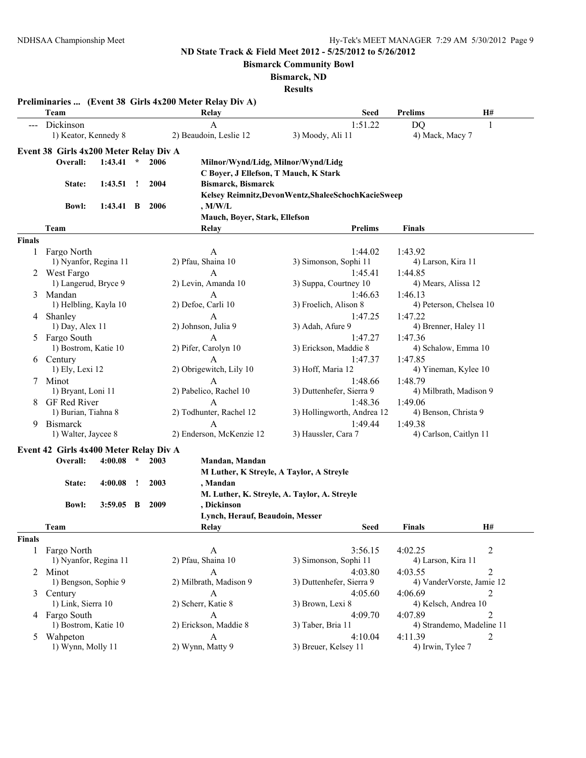**ND State Track & Field Meet 2012 - 5/25/2012 to 5/26/2012**

**Bismarck Community Bowl**

**Bismarck, ND**

**Results**

### Preliminaries ... (Event 38 Girls 4x200 Meter Relay Div A)

| | Team | Relay | Seed | Prelims | H# |
|---|---|---|---|---|---|
| --- | Dickinson | A | 1:51.22 | DQ | 1 |
| | 1) Keator, Kennedy 8 | 2) Beaudoin, Leslie 12 | 3) Moody, Ali 11 | 4) Mack, Macy 7 | |

### Event 38 Girls 4x200 Meter Relay Div A

| | | | | |
|---|---|---|---|---|
| **Overall:** | 1:43.41 | * | 2006 | Milnor/Wynd/Lidg, Milnor/Wynd/Lidg<br>C Boyer, J Ellefson, T Mauch, K Stark |
| **State:** | 1:43.51 | ! | 2004 | Bismarck, Bismarck<br>Kelsey Reimnitz,DevonWentz,ShaleeSchochKacieSweep |
| **Bowl:** | 1:43.41 | B | 2006 | , M/W/L<br>Mauch, Boyer, Stark, Ellefson |

**Finals**

| | Team | Relay | Prelims | Finals |
|---|---|---|---|---|
| 1 | Fargo North | A | 1:44.02 | 1:43.92 |
| | 1) Nyanfor, Regina 11 | 2) Pfau, Shaina 10 | 3) Simonson, Sophi 11 | 4) Larson, Kira 11 |
| 2 | West Fargo | A | 1:45.41 | 1:44.85 |
| | 1) Langerud, Bryce 9 | 2) Levin, Amanda 10 | 3) Suppa, Courtney 10 | 4) Mears, Alissa 12 |
| 3 | Mandan | A | 1:46.63 | 1:46.13 |
| | 1) Helbling, Kayla 10 | 2) Defoe, Carli 10 | 3) Froelich, Alison 8 | 4) Peterson, Chelsea 10 |
| 4 | Shanley | A | 1:47.25 | 1:47.22 |
| | 1) Day, Alex 11 | 2) Johnson, Julia 9 | 3) Adah, Afure 9 | 4) Brenner, Haley 11 |
| 5 | Fargo South | A | 1:47.27 | 1:47.36 |
| | 1) Bostrom, Katie 10 | 2) Pifer, Carolyn 10 | 3) Erickson, Maddie 8 | 4) Schalow, Emma 10 |
| 6 | Century | A | 1:47.37 | 1:47.85 |
| | 1) Ely, Lexi 12 | 2) Obrigewitch, Lily 10 | 3) Hoff, Maria 12 | 4) Yineman, Kylee 10 |
| 7 | Minot | A | 1:48.66 | 1:48.79 |
| | 1) Bryant, Loni 11 | 2) Pabelico, Rachel 10 | 3) Duttenhefer, Sierra 9 | 4) Milbrath, Madison 9 |
| 8 | GF Red River | A | 1:48.36 | 1:49.06 |
| | 1) Burian, Tiahna 8 | 2) Todhunter, Rachel 12 | 3) Hollingworth, Andrea 12 | 4) Benson, Christa 9 |
| 9 | Bismarck | A | 1:49.44 | 1:49.38 |
| | 1) Walter, Jaycee 8 | 2) Enderson, McKenzie 12 | 3) Haussler, Cara 7 | 4) Carlson, Caitlyn 11 |

### Event 42 Girls 4x400 Meter Relay Div A

| | | | | |
|---|---|---|---|---|
| **Overall:** | 4:00.08 | * | 2003 | Mandan, Mandan<br>M Luther, K Streyle, A Taylor, A Streyle |
| **State:** | 4:00.08 | ! | 2003 | , Mandan<br>M. Luther, K. Streyle, A. Taylor, A. Streyle |
| **Bowl:** | 3:59.05 | B | 2009 | , Dickinson<br>Lynch, Herauf, Beaudoin, Messer |

**Finals**

| | Team | Relay | Seed | Finals | H# |
|---|---|---|---|---|---|
| 1 | Fargo North | A | 3:56.15 | 4:02.25 | 2 |
| | 1) Nyanfor, Regina 11 | 2) Pfau, Shaina 10 | 3) Simonson, Sophi 11 | 4) Larson, Kira 11 | |
| 2 | Minot | A | 4:03.80 | 4:03.55 | 2 |
| | 1) Bengson, Sophie 9 | 2) Milbrath, Madison 9 | 3) Duttenhefer, Sierra 9 | 4) VanderVorste, Jamie 12 | |
| 3 | Century | A | 4:05.60 | 4:06.69 | 2 |
| | 1) Link, Sierra 10 | 2) Scherr, Katie 8 | 3) Brown, Lexi 8 | 4) Kelsch, Andrea 10 | |
| 4 | Fargo South | A | 4:09.70 | 4:07.89 | 2 |
| | 1) Bostrom, Katie 10 | 2) Erickson, Maddie 8 | 3) Taber, Bria 11 | 4) Strandemo, Madeline 11 | |
| 5 | Wahpeton | A | 4:10.04 | 4:11.39 | 2 |
| | 1) Wynn, Molly 11 | 2) Wynn, Matty 9 | 3) Breuer, Kelsey 11 | 4) Irwin, Tylee 7 | |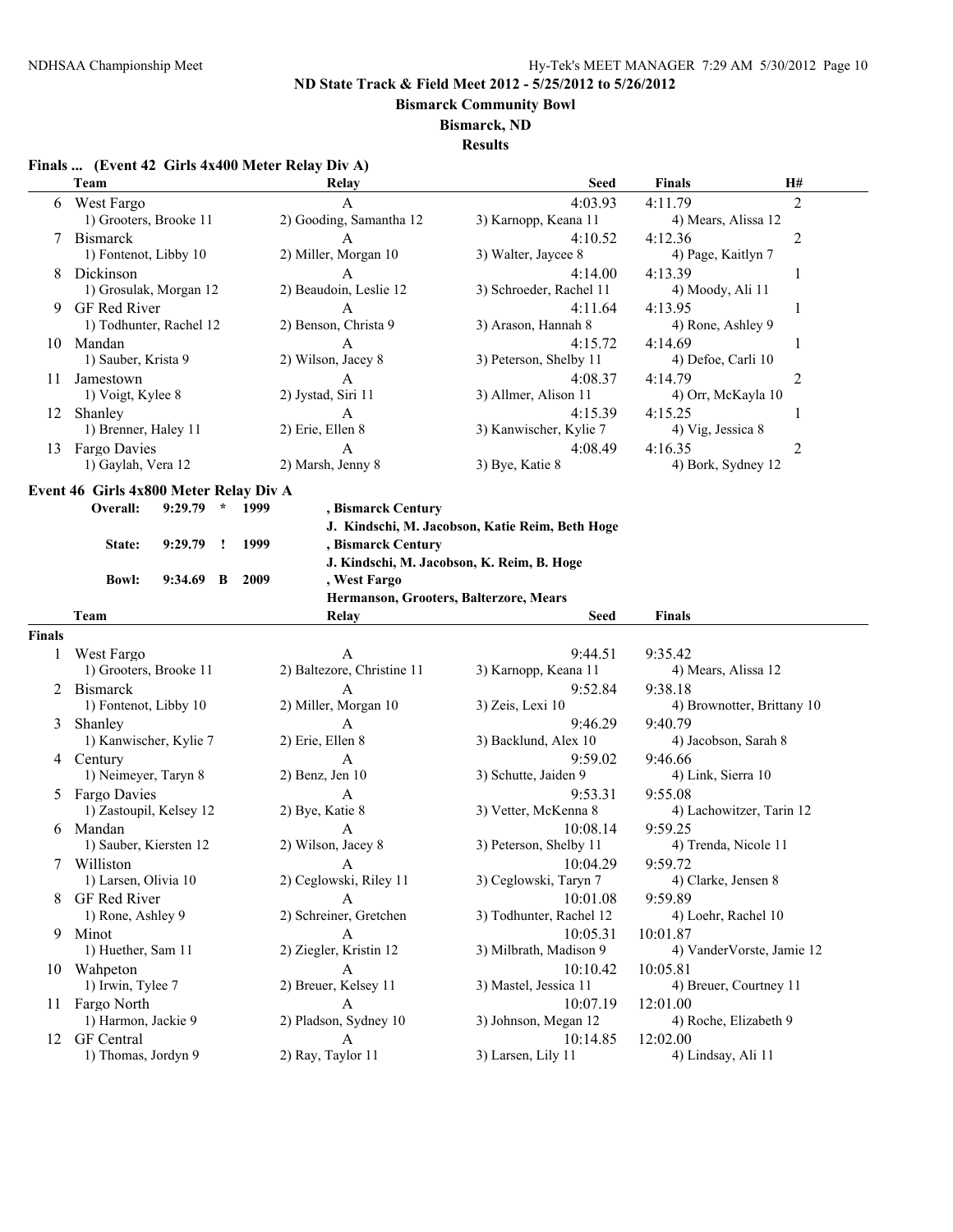## ND State Track & Field Meet 2012 - 5/25/2012 to 5/26/2012

**Bismarck Community Bowl**

**Bismarck, ND**

**Results**

### Finals ... (Event 42 Girls 4x400 Meter Relay Div A)

| | Team | Relay | Seed | Finals | H# |
|---|---|---|---|---|---|
| 6 | West Fargo | A | 4:03.93 | 4:11.79 | 2 |
| | 1) Grooters, Brooke 11 | 2) Gooding, Samantha 12 | 3) Karnopp, Keana 11 | 4) Mears, Alissa 12 | |
| 7 | Bismarck | A | 4:10.52 | 4:12.36 | 2 |
| | 1) Fontenot, Libby 10 | 2) Miller, Morgan 10 | 3) Walter, Jaycee 8 | 4) Page, Kaitlyn 7 | |
| 8 | Dickinson | A | 4:14.00 | 4:13.39 | 1 |
| | 1) Grosulak, Morgan 12 | 2) Beaudoin, Leslie 12 | 3) Schroeder, Rachel 11 | 4) Moody, Ali 11 | |
| 9 | GF Red River | A | 4:11.64 | 4:13.95 | 1 |
| | 1) Todhunter, Rachel 12 | 2) Benson, Christa 9 | 3) Arason, Hannah 8 | 4) Rone, Ashley 9 | |
| 10 | Mandan | A | 4:15.72 | 4:14.69 | 1 |
| | 1) Sauber, Krista 9 | 2) Wilson, Jacey 8 | 3) Peterson, Shelby 11 | 4) Defoe, Carli 10 | |
| 11 | Jamestown | A | 4:08.37 | 4:14.79 | 2 |
| | 1) Voigt, Kylee 8 | 2) Jystad, Siri 11 | 3) Allmer, Alison 11 | 4) Orr, McKayla 10 | |
| 12 | Shanley | A | 4:15.39 | 4:15.25 | 1 |
| | 1) Brenner, Haley 11 | 2) Erie, Ellen 8 | 3) Kanwischer, Kylie 7 | 4) Vig, Jessica 8 | |
| 13 | Fargo Davies | A | 4:08.49 | 4:16.35 | 2 |
| | 1) Gaylah, Vera 12 | 2) Marsh, Jenny 8 | 3) Bye, Katie 8 | 4) Bork, Sydney 12 | |

### Event 46 Girls 4x800 Meter Relay Div A

| | | | | |
|---|---|---|---|---|
| Overall: | 9:29.79 | * | 1999 | , Bismarck Century |
| | | | | J. Kindschi, M. Jacobson, Katie Reim, Beth Hoge |
| State: | 9:29.79 | ! | 1999 | , Bismarck Century |
| | | | | J. Kindschi, M. Jacobson, K. Reim, B. Hoge |
| Bowl: | 9:34.69 | B | 2009 | , West Fargo |
| | | | | Hermanson, Grooters, Balterzore, Mears |

**Finals**

| | Team | Relay | Seed | Finals |
|---|---|---|---|---|
| 1 | West Fargo | A | 9:44.51 | 9:35.42 |
| | 1) Grooters, Brooke 11 | 2) Baltezore, Christine 11 | 3) Karnopp, Keana 11 | 4) Mears, Alissa 12 |
| 2 | Bismarck | A | 9:52.84 | 9:38.18 |
| | 1) Fontenot, Libby 10 | 2) Miller, Morgan 10 | 3) Zeis, Lexi 10 | 4) Brownotter, Brittany 10 |
| 3 | Shanley | A | 9:46.29 | 9:40.79 |
| | 1) Kanwischer, Kylie 7 | 2) Erie, Ellen 8 | 3) Backlund, Alex 10 | 4) Jacobson, Sarah 8 |
| 4 | Century | A | 9:59.02 | 9:46.66 |
| | 1) Neimeyer, Taryn 8 | 2) Benz, Jen 10 | 3) Schutte, Jaiden 9 | 4) Link, Sierra 10 |
| 5 | Fargo Davies | A | 9:53.31 | 9:55.08 |
| | 1) Zastoupil, Kelsey 12 | 2) Bye, Katie 8 | 3) Vetter, McKenna 8 | 4) Lachowitzer, Tarin 12 |
| 6 | Mandan | A | 10:08.14 | 9:59.25 |
| | 1) Sauber, Kiersten 12 | 2) Wilson, Jacey 8 | 3) Peterson, Shelby 11 | 4) Trenda, Nicole 11 |
| 7 | Williston | A | 10:04.29 | 9:59.72 |
| | 1) Larsen, Olivia 10 | 2) Ceglowski, Riley 11 | 3) Ceglowski, Taryn 7 | 4) Clarke, Jensen 8 |
| 8 | GF Red River | A | 10:01.08 | 9:59.89 |
| | 1) Rone, Ashley 9 | 2) Schreiner, Gretchen | 3) Todhunter, Rachel 12 | 4) Loehr, Rachel 10 |
| 9 | Minot | A | 10:05.31 | 10:01.87 |
| | 1) Huether, Sam 11 | 2) Ziegler, Kristin 12 | 3) Milbrath, Madison 9 | 4) VanderVorste, Jamie 12 |
| 10 | Wahpeton | A | 10:10.42 | 10:05.81 |
| | 1) Irwin, Tylee 7 | 2) Breuer, Kelsey 11 | 3) Mastel, Jessica 11 | 4) Breuer, Courtney 11 |
| 11 | Fargo North | A | 10:07.19 | 12:01.00 |
| | 1) Harmon, Jackie 9 | 2) Pladson, Sydney 10 | 3) Johnson, Megan 12 | 4) Roche, Elizabeth 9 |
| 12 | GF Central | A | 10:14.85 | 12:02.00 |
| | 1) Thomas, Jordyn 9 | 2) Ray, Taylor 11 | 3) Larsen, Lily 11 | 4) Lindsay, Ali 11 |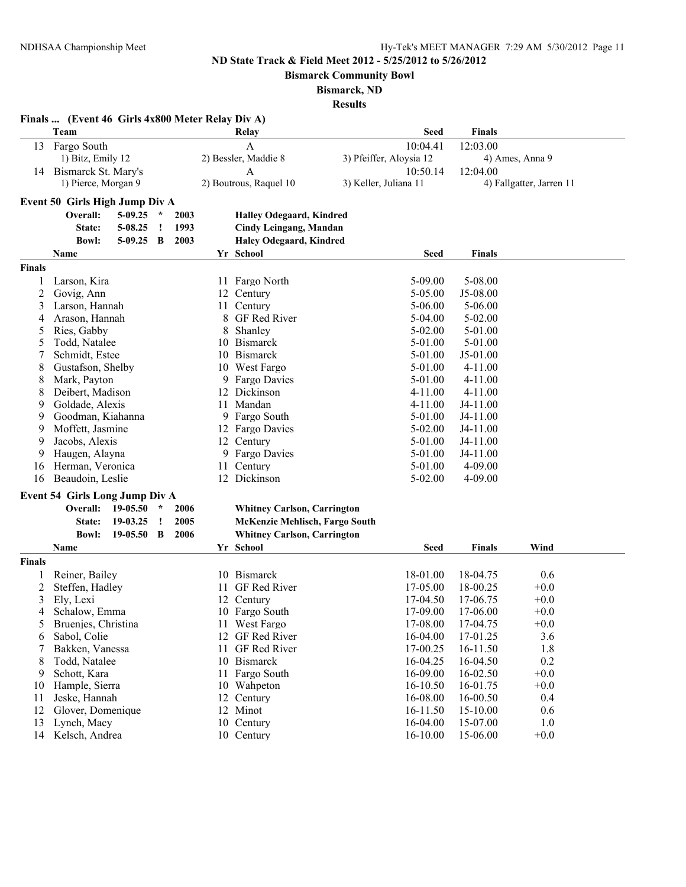**ND State Track & Field Meet 2012 - 5/25/2012 to 5/26/2012**

**Bismarck Community Bowl**

**Bismarck, ND**

**Results**

### Finals ... (Event 46 Girls 4x800 Meter Relay Div A)

| | Team | Relay | Seed | Finals |
|---|---|---|---|---|
| 13 | Fargo South | A | 10:04.41 | 12:03.00 |
| | 1) Bitz, Emily 12 | 2) Bessler, Maddie 8 | 3) Pfeiffer, Aloysia 12 | 4) Ames, Anna 9 |
| 14 | Bismarck St. Mary's | A | 10:50.14 | 12:04.00 |
| | 1) Pierce, Morgan 9 | 2) Boutrous, Raquel 10 | 3) Keller, Juliana 11 | 4) Fallgatter, Jarren 11 |

### Event 50 Girls High Jump Div A

| | Mark | | Year | Holder |
|---|---|---|---|---|
| Overall: | 5-09.25 | * | 2003 | **Halley Odegaard, Kindred** |
| State: | 5-08.25 | ! | 1993 | **Cindy Leingang, Mandan** |
| Bowl: | 5-09.25 | B | 2003 | **Haley Odegaard, Kindred** |

| | Name | Yr | School | Seed | Finals |
|---|---|---|---|---|---|
| **Finals** | | | | | |
| 1 | Larson, Kira | 11 | Fargo North | 5-09.00 | 5-08.00 |
| 2 | Govig, Ann | 12 | Century | 5-05.00 | J5-08.00 |
| 3 | Larson, Hannah | 11 | Century | 5-06.00 | 5-06.00 |
| 4 | Arason, Hannah | 8 | GF Red River | 5-04.00 | 5-02.00 |
| 5 | Ries, Gabby | 8 | Shanley | 5-02.00 | 5-01.00 |
| 5 | Todd, Natalee | 10 | Bismarck | 5-01.00 | 5-01.00 |
| 7 | Schmidt, Estee | 10 | Bismarck | 5-01.00 | J5-01.00 |
| 8 | Gustafson, Shelby | 10 | West Fargo | 5-01.00 | 4-11.00 |
| 8 | Mark, Payton | 9 | Fargo Davies | 5-01.00 | 4-11.00 |
| 8 | Deibert, Madison | 12 | Dickinson | 4-11.00 | 4-11.00 |
| 9 | Goldade, Alexis | 11 | Mandan | 4-11.00 | J4-11.00 |
| 9 | Goodman, Kiahanna | 9 | Fargo South | 5-01.00 | J4-11.00 |
| 9 | Moffett, Jasmine | 12 | Fargo Davies | 5-02.00 | J4-11.00 |
| 9 | Jacobs, Alexis | 12 | Century | 5-01.00 | J4-11.00 |
| 9 | Haugen, Alayna | 9 | Fargo Davies | 5-01.00 | J4-11.00 |
| 16 | Herman, Veronica | 11 | Century | 5-01.00 | 4-09.00 |
| 16 | Beaudoin, Leslie | 12 | Dickinson | 5-02.00 | 4-09.00 |

### Event 54 Girls Long Jump Div A

| | Mark | | Year | Holder |
|---|---|---|---|---|
| Overall: | 19-05.50 | * | 2006 | **Whitney Carlson, Carrington** |
| State: | 19-03.25 | ! | 2005 | **McKenzie Mehlisch, Fargo South** |
| Bowl: | 19-05.50 | B | 2006 | **Whitney Carlson, Carrington** |

| | Name | Yr | School | Seed | Finals | Wind |
|---|---|---|---|---|---|---|
| **Finals** | | | | | | |
| 1 | Reiner, Bailey | 10 | Bismarck | 18-01.00 | 18-04.75 | 0.6 |
| 2 | Steffen, Hadley | 11 | GF Red River | 17-05.00 | 18-00.25 | +0.0 |
| 3 | Ely, Lexi | 12 | Century | 17-04.50 | 17-06.75 | +0.0 |
| 4 | Schalow, Emma | 10 | Fargo South | 17-09.00 | 17-06.00 | +0.0 |
| 5 | Bruenjes, Christina | 11 | West Fargo | 17-08.00 | 17-04.75 | +0.0 |
| 6 | Sabol, Colie | 12 | GF Red River | 16-04.00 | 17-01.25 | 3.6 |
| 7 | Bakken, Vanessa | 11 | GF Red River | 17-00.25 | 16-11.50 | 1.8 |
| 8 | Todd, Natalee | 10 | Bismarck | 16-04.25 | 16-04.50 | 0.2 |
| 9 | Schott, Kara | 11 | Fargo South | 16-09.00 | 16-02.50 | +0.0 |
| 10 | Hample, Sierra | 10 | Wahpeton | 16-10.50 | 16-01.75 | +0.0 |
| 11 | Jeske, Hannah | 12 | Century | 16-08.00 | 16-00.50 | 0.4 |
| 12 | Glover, Domenique | 12 | Minot | 16-11.50 | 15-10.00 | 0.6 |
| 13 | Lynch, Macy | 10 | Century | 16-04.00 | 15-07.00 | 1.0 |
| 14 | Kelsch, Andrea | 10 | Century | 16-10.00 | 15-06.00 | +0.0 |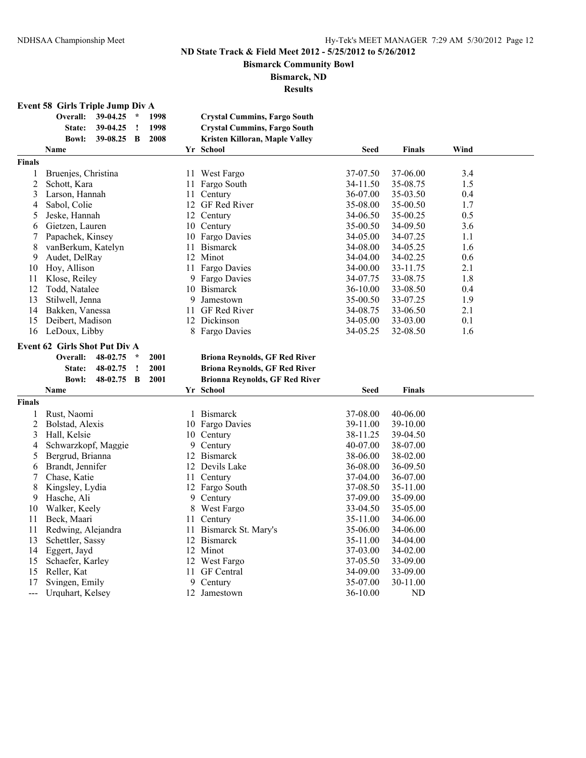## ND State Track & Field Meet 2012 - 5/25/2012 to 5/26/2012

**Bismarck Community Bowl**

**Bismarck, ND**

**Results**

### Event 58 Girls Triple Jump Div A

| | | | | |
|---|---|---|---|---|
| Overall: | 39-04.25 | * | 1998 | Crystal Cummins, Fargo South |
| State: | 39-04.25 | ! | 1998 | Crystal Cummins, Fargo South |
| Bowl: | 39-08.25 | B | 2008 | Kristen Killoran, Maple Valley |

**Finals**

| Place | Name | Yr | School | Seed | Finals | Wind |
|---|---|---|---|---|---|---|
| 1 | Bruenjes, Christina | 11 | West Fargo | 37-07.50 | 37-06.00 | 3.4 |
| 2 | Schott, Kara | 11 | Fargo South | 34-11.50 | 35-08.75 | 1.5 |
| 3 | Larson, Hannah | 11 | Century | 36-07.00 | 35-03.50 | 0.4 |
| 4 | Sabol, Colie | 12 | GF Red River | 35-08.00 | 35-00.50 | 1.7 |
| 5 | Jeske, Hannah | 12 | Century | 34-06.50 | 35-00.25 | 0.5 |
| 6 | Gietzen, Lauren | 10 | Century | 35-00.50 | 34-09.50 | 3.6 |
| 7 | Papachek, Kinsey | 10 | Fargo Davies | 34-05.00 | 34-07.25 | 1.1 |
| 8 | vanBerkum, Katelyn | 11 | Bismarck | 34-08.00 | 34-05.25 | 1.6 |
| 9 | Audet, DelRay | 12 | Minot | 34-04.00 | 34-02.25 | 0.6 |
| 10 | Hoy, Allison | 11 | Fargo Davies | 34-00.00 | 33-11.75 | 2.1 |
| 11 | Klose, Reiley | 9 | Fargo Davies | 34-07.75 | 33-08.75 | 1.8 |
| 12 | Todd, Natalee | 10 | Bismarck | 36-10.00 | 33-08.50 | 0.4 |
| 13 | Stilwell, Jenna | 9 | Jamestown | 35-00.50 | 33-07.25 | 1.9 |
| 14 | Bakken, Vanessa | 11 | GF Red River | 34-08.75 | 33-06.50 | 2.1 |
| 15 | Deibert, Madison | 12 | Dickinson | 34-05.00 | 33-03.00 | 0.1 |
| 16 | LeDoux, Libby | 8 | Fargo Davies | 34-05.25 | 32-08.50 | 1.6 |

### Event 62 Girls Shot Put Div A

| | | | | |
|---|---|---|---|---|
| Overall: | 48-02.75 | * | 2001 | Briona Reynolds, GF Red River |
| State: | 48-02.75 | ! | 2001 | Briona Reynolds, GF Red River |
| Bowl: | 48-02.75 | B | 2001 | Brionna Reynolds, GF Red River |

**Finals**

| Place | Name | Yr | School | Seed | Finals |
|---|---|---|---|---|---|
| 1 | Rust, Naomi | 1 | Bismarck | 37-08.00 | 40-06.00 |
| 2 | Bolstad, Alexis | 10 | Fargo Davies | 39-11.00 | 39-10.00 |
| 3 | Hall, Kelsie | 10 | Century | 38-11.25 | 39-04.50 |
| 4 | Schwarzkopf, Maggie | 9 | Century | 40-07.00 | 38-07.00 |
| 5 | Bergrud, Brianna | 12 | Bismarck | 38-06.00 | 38-02.00 |
| 6 | Brandt, Jennifer | 12 | Devils Lake | 36-08.00 | 36-09.50 |
| 7 | Chase, Katie | 11 | Century | 37-04.00 | 36-07.00 |
| 8 | Kingsley, Lydia | 12 | Fargo South | 37-08.50 | 35-11.00 |
| 9 | Hasche, Ali | 9 | Century | 37-09.00 | 35-09.00 |
| 10 | Walker, Keely | 8 | West Fargo | 33-04.50 | 35-05.00 |
| 11 | Beck, Maari | 11 | Century | 35-11.00 | 34-06.00 |
| 11 | Redwing, Alejandra | 11 | Bismarck St. Mary's | 35-06.00 | 34-06.00 |
| 13 | Schettler, Sassy | 12 | Bismarck | 35-11.00 | 34-04.00 |
| 14 | Eggert, Jayd | 12 | Minot | 37-03.00 | 34-02.00 |
| 15 | Schaefer, Karley | 12 | West Fargo | 37-05.50 | 33-09.00 |
| 15 | Reller, Kat | 11 | GF Central | 34-09.00 | 33-09.00 |
| 17 | Svingen, Emily | 9 | Century | 35-07.00 | 30-11.00 |
| --- | Urquhart, Kelsey | 12 | Jamestown | 36-10.00 | ND |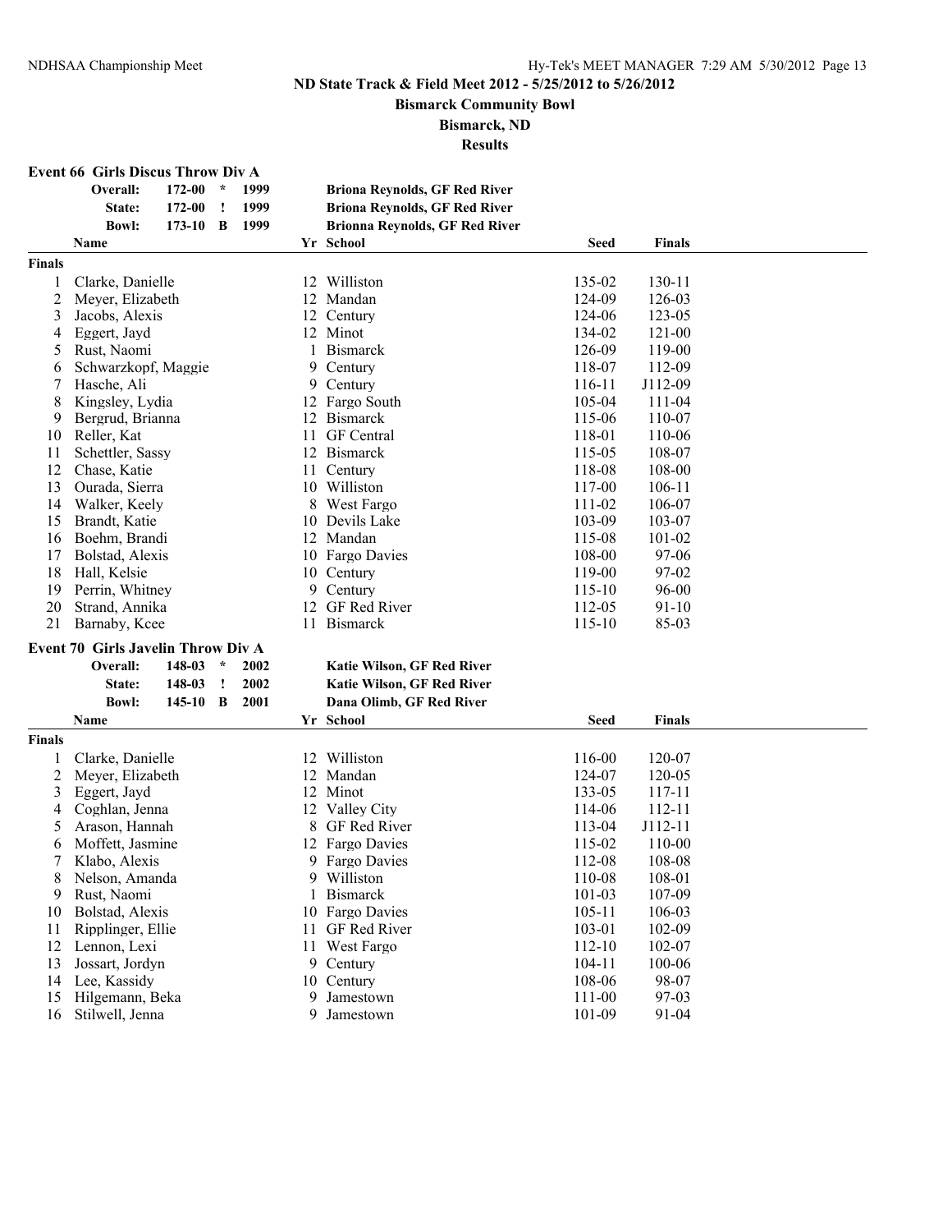# ND State Track & Field Meet 2012 - 5/25/2012 to 5/26/2012

## Bismarck Community Bowl

## Bismarck, ND

## Results

### Event 66 Girls Discus Throw Div A

| | | | | |
|---|---|---|---|---|
| Overall: | 172-00 | * | 1999 | Briona Reynolds, GF Red River |
| State: | 172-00 | ! | 1999 | Briona Reynolds, GF Red River |
| Bowl: | 173-10 | B | 1999 | Brionna Reynolds, GF Red River |

**Finals**

| Place | Name | Yr | School | Seed | Finals |
|---|---|---|---|---|---|
| 1 | Clarke, Danielle | 12 | Williston | 135-02 | 130-11 |
| 2 | Meyer, Elizabeth | 12 | Mandan | 124-09 | 126-03 |
| 3 | Jacobs, Alexis | 12 | Century | 124-06 | 123-05 |
| 4 | Eggert, Jayd | 12 | Minot | 134-02 | 121-00 |
| 5 | Rust, Naomi | 1 | Bismarck | 126-09 | 119-00 |
| 6 | Schwarzkopf, Maggie | 9 | Century | 118-07 | 112-09 |
| 7 | Hasche, Ali | 9 | Century | 116-11 | J112-09 |
| 8 | Kingsley, Lydia | 12 | Fargo South | 105-04 | 111-04 |
| 9 | Bergrud, Brianna | 12 | Bismarck | 115-06 | 110-07 |
| 10 | Reller, Kat | 11 | GF Central | 118-01 | 110-06 |
| 11 | Schettler, Sassy | 12 | Bismarck | 115-05 | 108-07 |
| 12 | Chase, Katie | 11 | Century | 118-08 | 108-00 |
| 13 | Ourada, Sierra | 10 | Williston | 117-00 | 106-11 |
| 14 | Walker, Keely | 8 | West Fargo | 111-02 | 106-07 |
| 15 | Brandt, Katie | 10 | Devils Lake | 103-09 | 103-07 |
| 16 | Boehm, Brandi | 12 | Mandan | 115-08 | 101-02 |
| 17 | Bolstad, Alexis | 10 | Fargo Davies | 108-00 | 97-06 |
| 18 | Hall, Kelsie | 10 | Century | 119-00 | 97-02 |
| 19 | Perrin, Whitney | 9 | Century | 115-10 | 96-00 |
| 20 | Strand, Annika | 12 | GF Red River | 112-05 | 91-10 |
| 21 | Barnaby, Kcee | 11 | Bismarck | 115-10 | 85-03 |

### Event 70 Girls Javelin Throw Div A

| | | | | |
|---|---|---|---|---|
| Overall: | 148-03 | * | 2002 | Katie Wilson, GF Red River |
| State: | 148-03 | ! | 2002 | Katie Wilson, GF Red River |
| Bowl: | 145-10 | B | 2001 | Dana Olimb, GF Red River |

**Finals**

| Place | Name | Yr | School | Seed | Finals |
|---|---|---|---|---|---|
| 1 | Clarke, Danielle | 12 | Williston | 116-00 | 120-07 |
| 2 | Meyer, Elizabeth | 12 | Mandan | 124-07 | 120-05 |
| 3 | Eggert, Jayd | 12 | Minot | 133-05 | 117-11 |
| 4 | Coghlan, Jenna | 12 | Valley City | 114-06 | 112-11 |
| 5 | Arason, Hannah | 8 | GF Red River | 113-04 | J112-11 |
| 6 | Moffett, Jasmine | 12 | Fargo Davies | 115-02 | 110-00 |
| 7 | Klabo, Alexis | 9 | Fargo Davies | 112-08 | 108-08 |
| 8 | Nelson, Amanda | 9 | Williston | 110-08 | 108-01 |
| 9 | Rust, Naomi | 1 | Bismarck | 101-03 | 107-09 |
| 10 | Bolstad, Alexis | 10 | Fargo Davies | 105-11 | 106-03 |
| 11 | Ripplinger, Ellie | 11 | GF Red River | 103-01 | 102-09 |
| 12 | Lennon, Lexi | 11 | West Fargo | 112-10 | 102-07 |
| 13 | Jossart, Jordyn | 9 | Century | 104-11 | 100-06 |
| 14 | Lee, Kassidy | 10 | Century | 108-06 | 98-07 |
| 15 | Hilgemann, Beka | 9 | Jamestown | 111-00 | 97-03 |
| 16 | Stilwell, Jenna | 9 | Jamestown | 101-09 | 91-04 |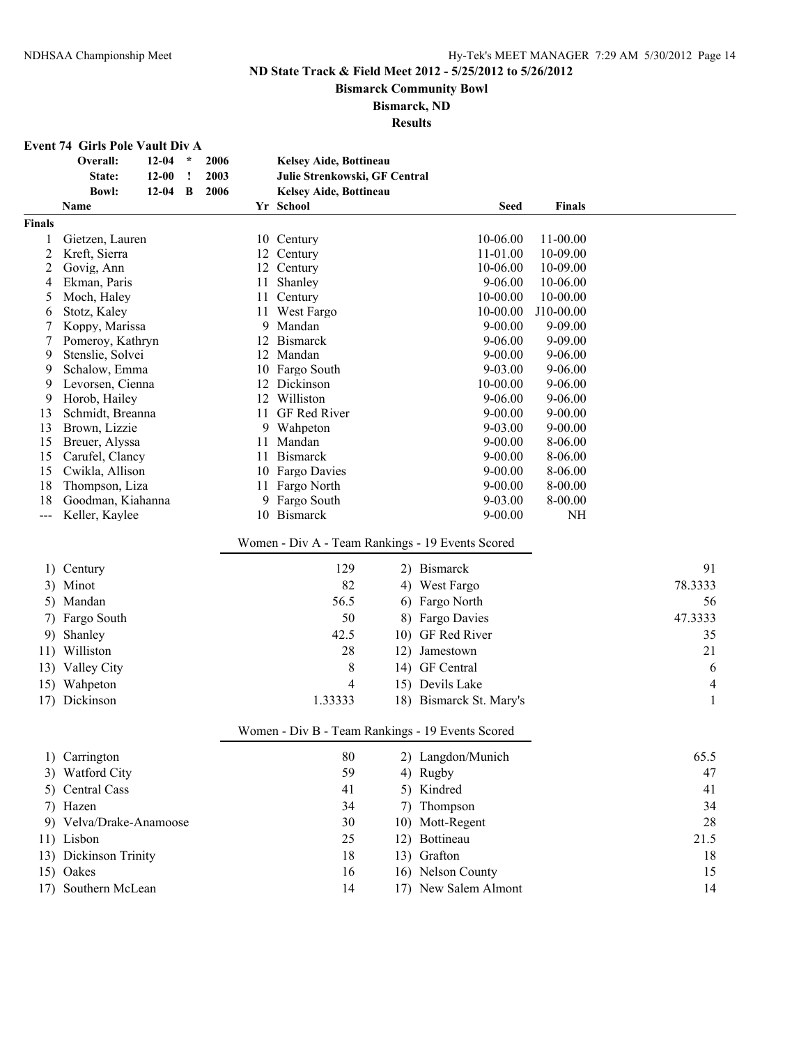**ND State Track & Field Meet 2012 - 5/25/2012 to 5/26/2012**

**Bismarck Community Bowl**

**Bismarck, ND**

**Results**

### Event 74 Girls Pole Vault Div A

| | | | | |
|---|---|---|---|---|
| **Overall:** | 12-04 | * | 2006 | **Kelsey Aide, Bottineau** |
| **State:** | 12-00 | ! | 2003 | **Julie Strenkowski, GF Central** |
| **Bowl:** | 12-04 | B | 2006 | **Kelsey Aide, Bottineau** |

| | Name | Yr | School | Seed | Finals |
|---|---|---|---|---|---|
| **Finals** | | | | | |
| 1 | Gietzen, Lauren | 10 | Century | 10-06.00 | 11-00.00 |
| 2 | Kreft, Sierra | 12 | Century | 11-01.00 | 10-09.00 |
| 2 | Govig, Ann | 12 | Century | 10-06.00 | 10-09.00 |
| 4 | Ekman, Paris | 11 | Shanley | 9-06.00 | 10-06.00 |
| 5 | Moch, Haley | 11 | Century | 10-00.00 | 10-00.00 |
| 6 | Stotz, Kaley | 11 | West Fargo | 10-00.00 | J10-00.00 |
| 7 | Koppy, Marissa | 9 | Mandan | 9-00.00 | 9-09.00 |
| 7 | Pomeroy, Kathryn | 12 | Bismarck | 9-06.00 | 9-09.00 |
| 9 | Stenslie, Solvei | 12 | Mandan | 9-00.00 | 9-06.00 |
| 9 | Schalow, Emma | 10 | Fargo South | 9-03.00 | 9-06.00 |
| 9 | Levorsen, Cienna | 12 | Dickinson | 10-00.00 | 9-06.00 |
| 9 | Horob, Hailey | 12 | Williston | 9-06.00 | 9-06.00 |
| 13 | Schmidt, Breanna | 11 | GF Red River | 9-00.00 | 9-00.00 |
| 13 | Brown, Lizzie | 9 | Wahpeton | 9-03.00 | 9-00.00 |
| 15 | Breuer, Alyssa | 11 | Mandan | 9-00.00 | 8-06.00 |
| 15 | Carufel, Clancy | 11 | Bismarck | 9-00.00 | 8-06.00 |
| 15 | Cwikla, Allison | 10 | Fargo Davies | 9-00.00 | 8-06.00 |
| 18 | Thompson, Liza | 11 | Fargo North | 9-00.00 | 8-00.00 |
| 18 | Goodman, Kiahanna | 9 | Fargo South | 9-03.00 | 8-00.00 |
| --- | Keller, Kaylee | 10 | Bismarck | 9-00.00 | NH |

#### Women - Div A - Team Rankings - 19 Events Scored

| | Team | Points | | Team | Points |
|---|---|---|---|---|---|
| 1) | Century | 129 | 2) | Bismarck | 91 |
| 3) | Minot | 82 | 4) | West Fargo | 78.3333 |
| 5) | Mandan | 56.5 | 6) | Fargo North | 56 |
| 7) | Fargo South | 50 | 8) | Fargo Davies | 47.3333 |
| 9) | Shanley | 42.5 | 10) | GF Red River | 35 |
| 11) | Williston | 28 | 12) | Jamestown | 21 |
| 13) | Valley City | 8 | 14) | GF Central | 6 |
| 15) | Wahpeton | 4 | 15) | Devils Lake | 4 |
| 17) | Dickinson | 1.33333 | 18) | Bismarck St. Mary's | 1 |

#### Women - Div B - Team Rankings - 19 Events Scored

| | Team | Points | | Team | Points |
|---|---|---|---|---|---|
| 1) | Carrington | 80 | 2) | Langdon/Munich | 65.5 |
| 3) | Watford City | 59 | 4) | Rugby | 47 |
| 5) | Central Cass | 41 | 5) | Kindred | 41 |
| 7) | Hazen | 34 | 7) | Thompson | 34 |
| 9) | Velva/Drake-Anamoose | 30 | 10) | Mott-Regent | 28 |
| 11) | Lisbon | 25 | 12) | Bottineau | 21.5 |
| 13) | Dickinson Trinity | 18 | 13) | Grafton | 18 |
| 15) | Oakes | 16 | 16) | Nelson County | 15 |
| 17) | Southern McLean | 14 | 17) | New Salem Almont | 14 |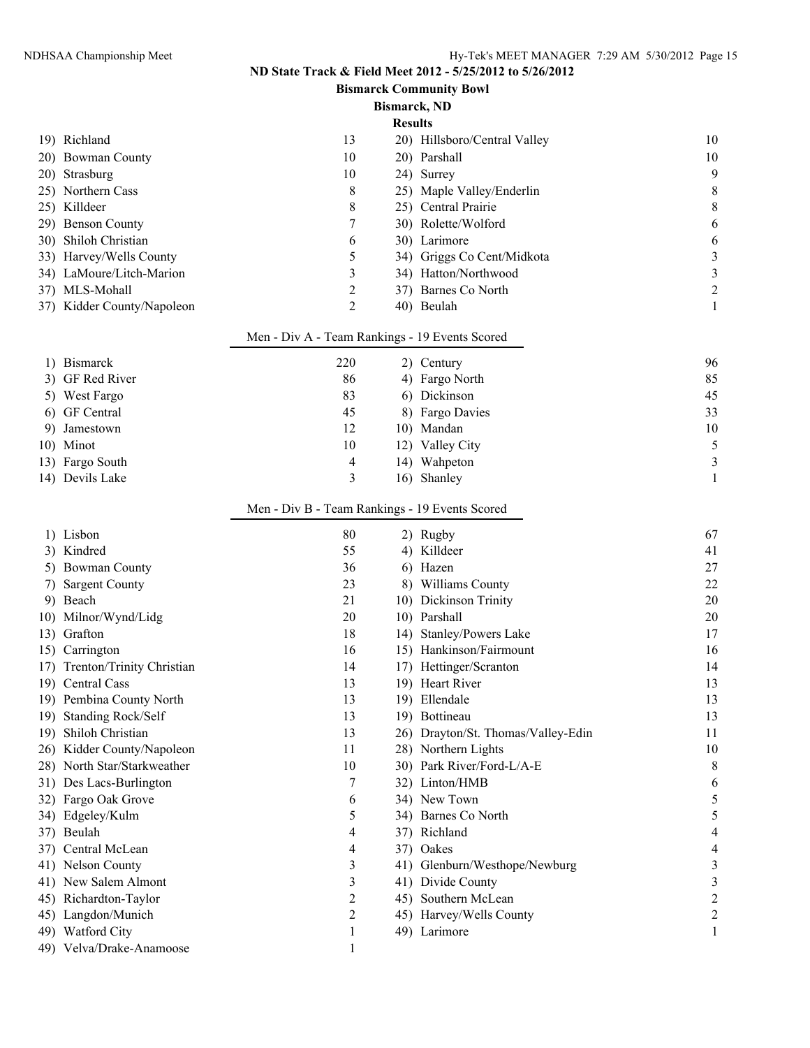**ND State Track & Field Meet 2012 - 5/25/2012 to 5/26/2012**

**Bismarck Community Bowl**

**Bismarck, ND**

**Results**

| | | | |
|---|---|---|---|
| 19) Richland | 13 | 20) Hillsboro/Central Valley | 10 |
| 20) Bowman County | 10 | 20) Parshall | 10 |
| 20) Strasburg | 10 | 24) Surrey | 9 |
| 25) Northern Cass | 8 | 25) Maple Valley/Enderlin | 8 |
| 25) Killdeer | 8 | 25) Central Prairie | 8 |
| 29) Benson County | 7 | 30) Rolette/Wolford | 6 |
| 30) Shiloh Christian | 6 | 30) Larimore | 6 |
| 33) Harvey/Wells County | 5 | 34) Griggs Co Cent/Midkota | 3 |
| 34) LaMoure/Litch-Marion | 3 | 34) Hatton/Northwood | 3 |
| 37) MLS-Mohall | 2 | 37) Barnes Co North | 2 |
| 37) Kidder County/Napoleon | 2 | 40) Beulah | 1 |

Men - Div A - Team Rankings - 19 Events Scored

| | | | |
|---|---|---|---|
| 1) Bismarck | 220 | 2) Century | 96 |
| 3) GF Red River | 86 | 4) Fargo North | 85 |
| 5) West Fargo | 83 | 6) Dickinson | 45 |
| 6) GF Central | 45 | 8) Fargo Davies | 33 |
| 9) Jamestown | 12 | 10) Mandan | 10 |
| 10) Minot | 10 | 12) Valley City | 5 |
| 13) Fargo South | 4 | 14) Wahpeton | 3 |
| 14) Devils Lake | 3 | 16) Shanley | 1 |

Men - Div B - Team Rankings - 19 Events Scored

| | | | |
|---|---|---|---|
| 1) Lisbon | 80 | 2) Rugby | 67 |
| 3) Kindred | 55 | 4) Killdeer | 41 |
| 5) Bowman County | 36 | 6) Hazen | 27 |
| 7) Sargent County | 23 | 8) Williams County | 22 |
| 9) Beach | 21 | 10) Dickinson Trinity | 20 |
| 10) Milnor/Wynd/Lidg | 20 | 10) Parshall | 20 |
| 13) Grafton | 18 | 14) Stanley/Powers Lake | 17 |
| 15) Carrington | 16 | 15) Hankinson/Fairmount | 16 |
| 17) Trenton/Trinity Christian | 14 | 17) Hettinger/Scranton | 14 |
| 19) Central Cass | 13 | 19) Heart River | 13 |
| 19) Pembina County North | 13 | 19) Ellendale | 13 |
| 19) Standing Rock/Self | 13 | 19) Bottineau | 13 |
| 19) Shiloh Christian | 13 | 26) Drayton/St. Thomas/Valley-Edin | 11 |
| 26) Kidder County/Napoleon | 11 | 28) Northern Lights | 10 |
| 28) North Star/Starkweather | 10 | 30) Park River/Ford-L/A-E | 8 |
| 31) Des Lacs-Burlington | 7 | 32) Linton/HMB | 6 |
| 32) Fargo Oak Grove | 6 | 34) New Town | 5 |
| 34) Edgeley/Kulm | 5 | 34) Barnes Co North | 5 |
| 37) Beulah | 4 | 37) Richland | 4 |
| 37) Central McLean | 4 | 37) Oakes | 4 |
| 41) Nelson County | 3 | 41) Glenburn/Westhope/Newburg | 3 |
| 41) New Salem Almont | 3 | 41) Divide County | 3 |
| 45) Richardton-Taylor | 2 | 45) Southern McLean | 2 |
| 45) Langdon/Munich | 2 | 45) Harvey/Wells County | 2 |
| 49) Watford City | 1 | 49) Larimore | 1 |
| 49) Velva/Drake-Anamoose | 1 | | |